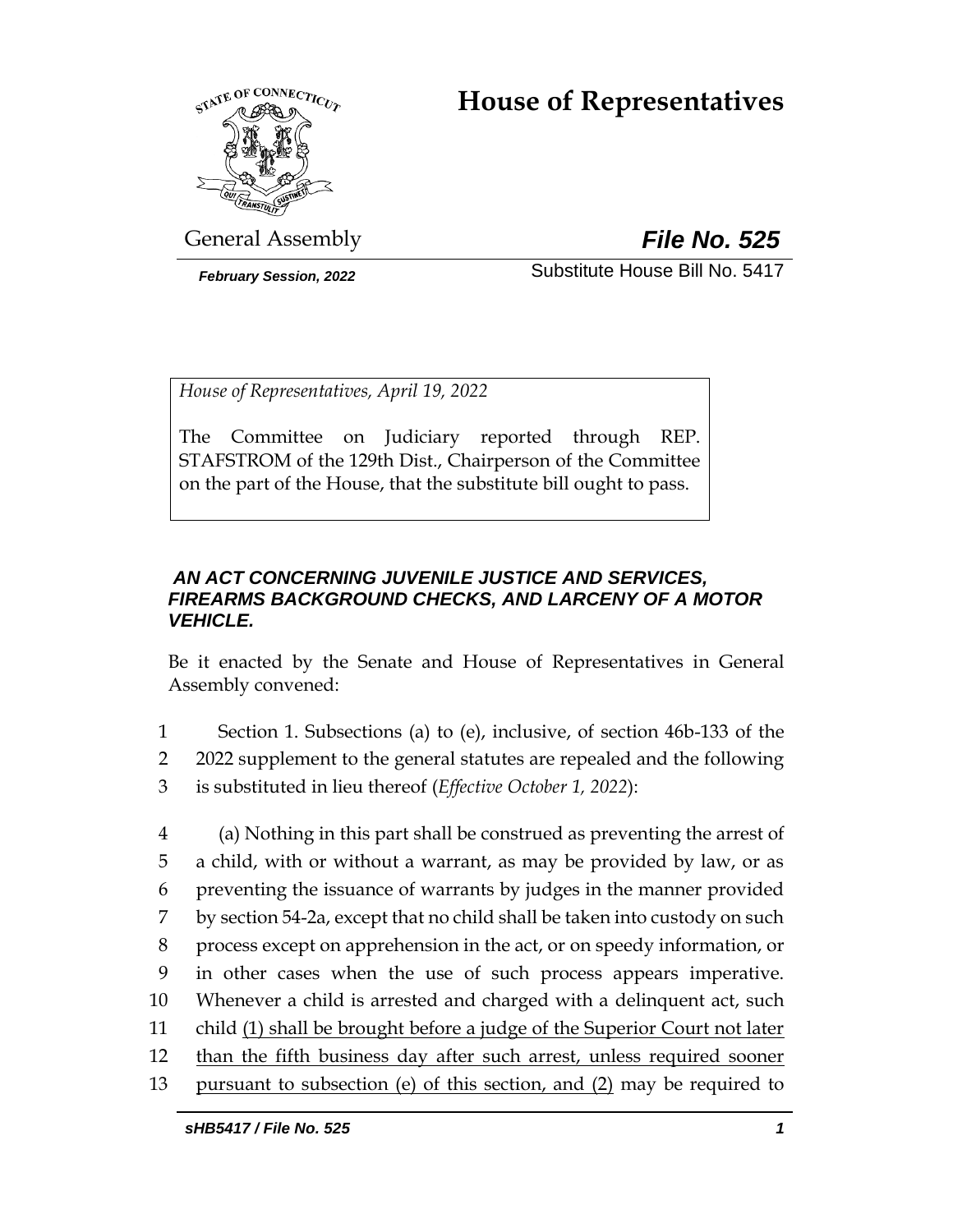# House of Representatives

General Assembly **File No. 525**

*February Session, 2022* Substitute House Bill No. 5417

*House of Representatives, April 19, 2022*

The Committee on Judiciary reported through REP. STAFSTROM of the 129th Dist., Chairperson of the Committee on the part of the House, that the substitute bill ought to pass.

***AN ACT CONCERNING JUVENILE JUSTICE AND SERVICES, FIREARMS BACKGROUND CHECKS, AND LARCENY OF A MOTOR VEHICLE.***

Be it enacted by the Senate and House of Representatives in General Assembly convened:

1 Section 1. Subsections (a) to (e), inclusive, of section 46b-133 of the
2 2022 supplement to the general statutes are repealed and the following
3 is substituted in lieu thereof (*Effective October 1, 2022*):

4 (a) Nothing in this part shall be construed as preventing the arrest of
5 a child, with or without a warrant, as may be provided by law, or as
6 preventing the issuance of warrants by judges in the manner provided
7 by section 54-2a, except that no child shall be taken into custody on such
8 process except on apprehension in the act, or on speedy information, or
9 in other cases when the use of such process appears imperative.
10 Whenever a child is arrested and charged with a delinquent act, such
11 child <u>(1) shall be brought before a judge of the Superior Court not later</u>
12 <u>than the fifth business day after such arrest, unless required sooner</u>
13 <u>pursuant to subsection (e) of this section, and (2)</u> may be required to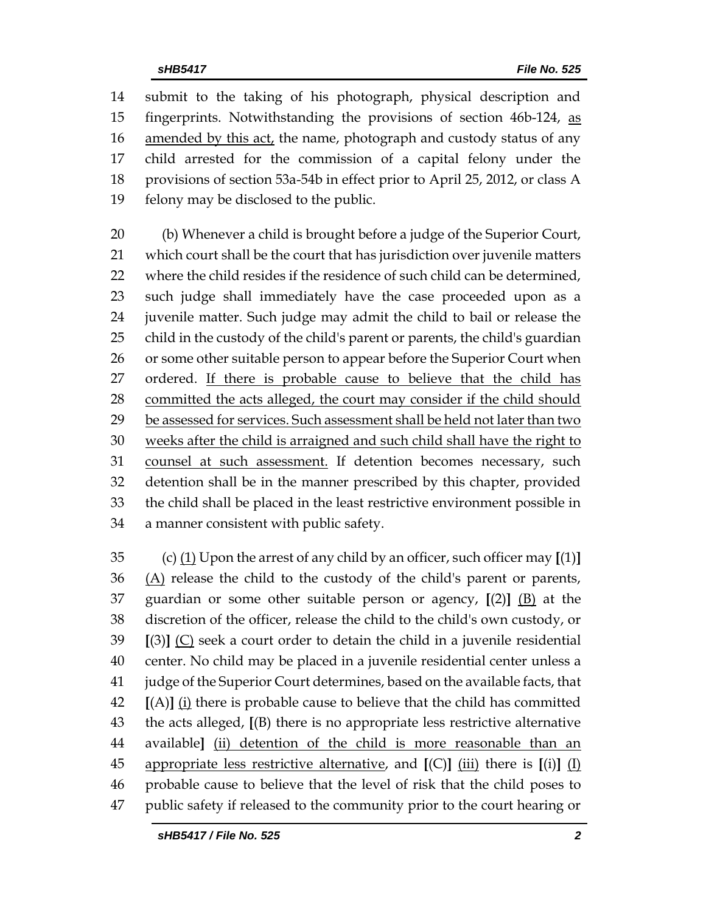14 submit to the taking of his photograph, physical description and
15 fingerprints. Notwithstanding the provisions of section 46b-124, <u>as</u>
16 <u>amended by this act,</u> the name, photograph and custody status of any
17 child arrested for the commission of a capital felony under the
18 provisions of section 53a-54b in effect prior to April 25, 2012, or class A
19 felony may be disclosed to the public.

20 (b) Whenever a child is brought before a judge of the Superior Court,
21 which court shall be the court that has jurisdiction over juvenile matters
22 where the child resides if the residence of such child can be determined,
23 such judge shall immediately have the case proceeded upon as a
24 juvenile matter. Such judge may admit the child to bail or release the
25 child in the custody of the child's parent or parents, the child's guardian
26 or some other suitable person to appear before the Superior Court when
27 ordered. <u>If there is probable cause to believe that the child has</u>
28 <u>committed the acts alleged, the court may consider if the child should</u>
29 <u>be assessed for services. Such assessment shall be held not later than two</u>
30 <u>weeks after the child is arraigned and such child shall have the right to</u>
31 <u>counsel at such assessment.</u> If detention becomes necessary, such
32 detention shall be in the manner prescribed by this chapter, provided
33 the child shall be placed in the least restrictive environment possible in
34 a manner consistent with public safety.

35 (c) <u>(1)</u> Upon the arrest of any child by an officer, such officer may **[**(1)**]**
36 <u>(A)</u> release the child to the custody of the child's parent or parents,
37 guardian or some other suitable person or agency, **[**(2)**]** <u>(B)</u> at the
38 discretion of the officer, release the child to the child's own custody, or
39 **[**(3)**]** <u>(C)</u> seek a court order to detain the child in a juvenile residential
40 center. No child may be placed in a juvenile residential center unless a
41 judge of the Superior Court determines, based on the available facts, that
42 **[**(A)**]** <u>(i)</u> there is probable cause to believe that the child has committed
43 the acts alleged, **[**(B) there is no appropriate less restrictive alternative
44 available**]** <u>(ii) detention of the child is more reasonable than an</u>
45 <u>appropriate less restrictive alternative</u>, and **[**(C)**]** <u>(iii)</u> there is **[**(i)**]** <u>(I)</u>
46 probable cause to believe that the level of risk that the child poses to
47 public safety if released to the community prior to the court hearing or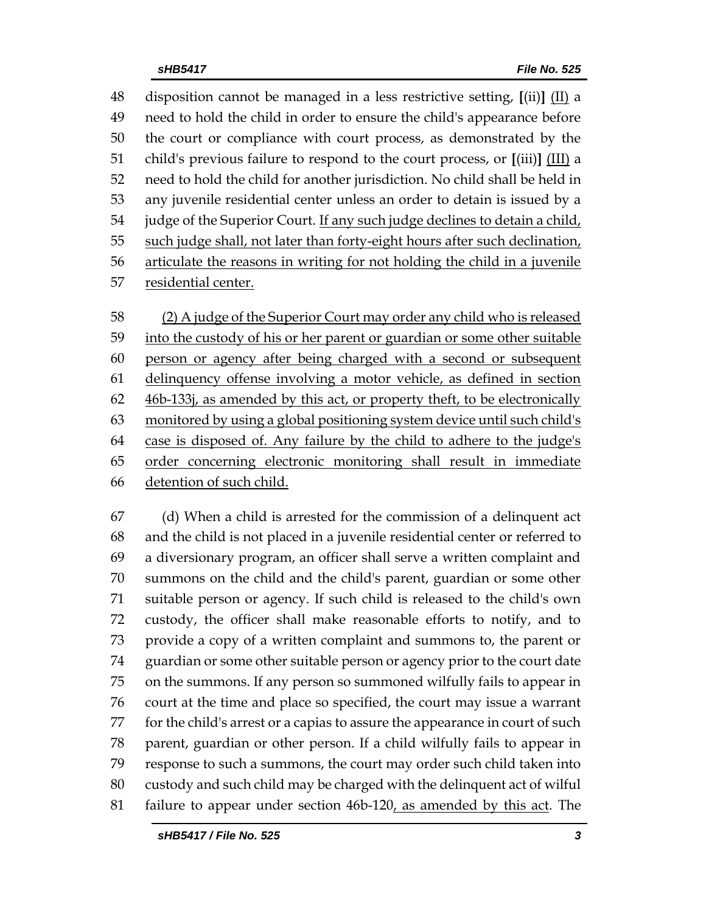disposition cannot be managed in a less restrictive setting, [(ii)] (II) a need to hold the child in order to ensure the child's appearance before the court or compliance with court process, as demonstrated by the child's previous failure to respond to the court process, or [(iii)] (III) a need to hold the child for another jurisdiction. No child shall be held in any juvenile residential center unless an order to detain is issued by a judge of the Superior Court. If any such judge declines to detain a child, such judge shall, not later than forty-eight hours after such declination, articulate the reasons in writing for not holding the child in a juvenile residential center.

(2) A judge of the Superior Court may order any child who is released into the custody of his or her parent or guardian or some other suitable person or agency after being charged with a second or subsequent delinquency offense involving a motor vehicle, as defined in section 46b-133j, as amended by this act, or property theft, to be electronically monitored by using a global positioning system device until such child's case is disposed of. Any failure by the child to adhere to the judge's order concerning electronic monitoring shall result in immediate detention of such child.

(d) When a child is arrested for the commission of a delinquent act and the child is not placed in a juvenile residential center or referred to a diversionary program, an officer shall serve a written complaint and summons on the child and the child's parent, guardian or some other suitable person or agency. If such child is released to the child's own custody, the officer shall make reasonable efforts to notify, and to provide a copy of a written complaint and summons to, the parent or guardian or some other suitable person or agency prior to the court date on the summons. If any person so summoned wilfully fails to appear in court at the time and place so specified, the court may issue a warrant for the child's arrest or a capias to assure the appearance in court of such parent, guardian or other person. If a child wilfully fails to appear in response to such a summons, the court may order such child taken into custody and such child may be charged with the delinquent act of wilful failure to appear under section 46b-120, as amended by this act. The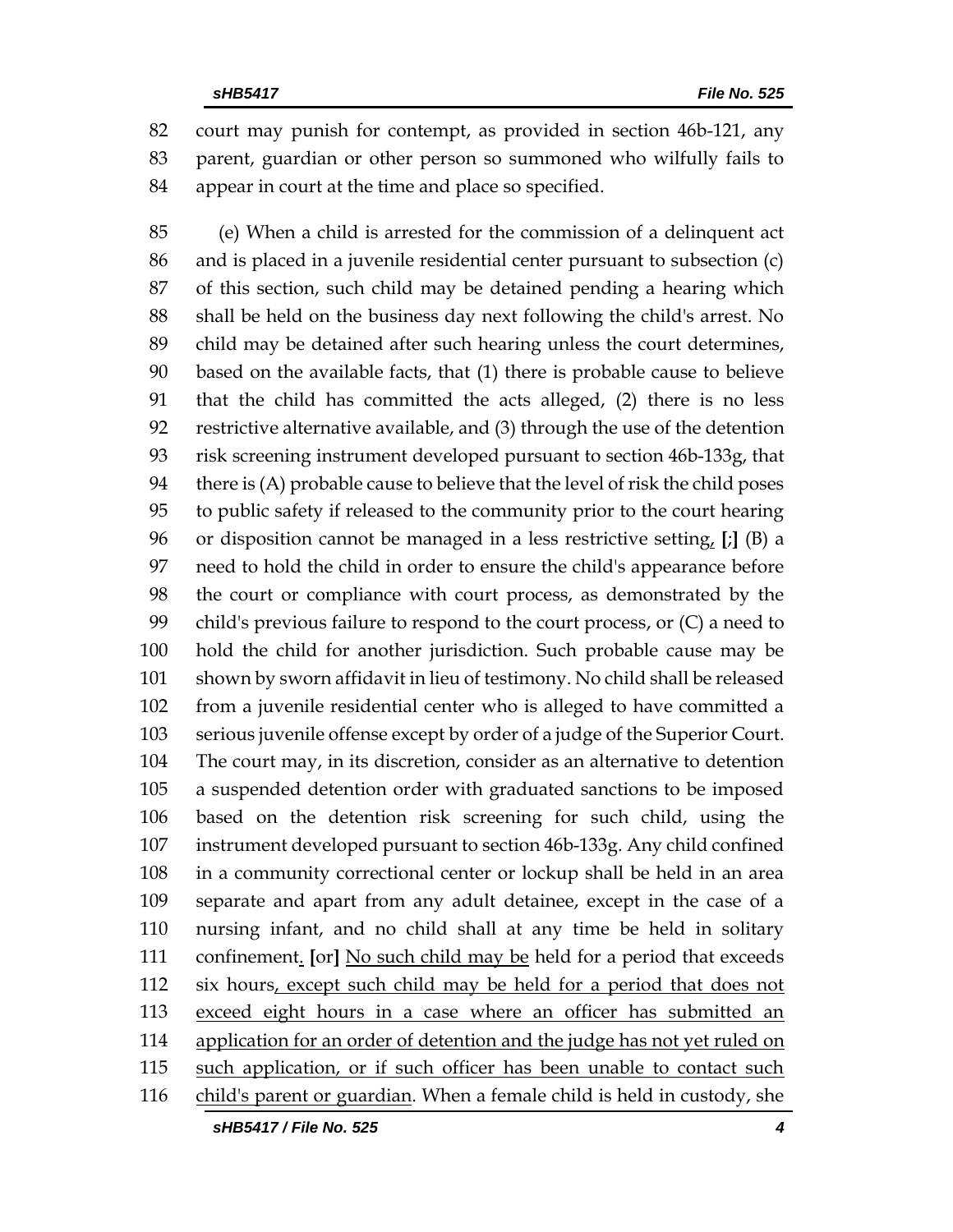court may punish for contempt, as provided in section 46b-121, any parent, guardian or other person so summoned who wilfully fails to appear in court at the time and place so specified.

(e) When a child is arrested for the commission of a delinquent act and is placed in a juvenile residential center pursuant to subsection (c) of this section, such child may be detained pending a hearing which shall be held on the business day next following the child's arrest. No child may be detained after such hearing unless the court determines, based on the available facts, that (1) there is probable cause to believe that the child has committed the acts alleged, (2) there is no less restrictive alternative available, and (3) through the use of the detention risk screening instrument developed pursuant to section 46b-133g, that there is (A) probable cause to believe that the level of risk the child poses to public safety if released to the community prior to the court hearing or disposition cannot be managed in a less restrictive setting<u>,</u> **[**;**]** (B) a need to hold the child in order to ensure the child's appearance before the court or compliance with court process, as demonstrated by the child's previous failure to respond to the court process, or (C) a need to hold the child for another jurisdiction. Such probable cause may be shown by sworn affidavit in lieu of testimony. No child shall be released from a juvenile residential center who is alleged to have committed a serious juvenile offense except by order of a judge of the Superior Court. The court may, in its discretion, consider as an alternative to detention a suspended detention order with graduated sanctions to be imposed based on the detention risk screening for such child, using the instrument developed pursuant to section 46b-133g. Any child confined in a community correctional center or lockup shall be held in an area separate and apart from any adult detainee, except in the case of a nursing infant, and no child shall at any time be held in solitary confinement<u>.</u> **[**or**]** <u>No such child may be</u> held for a period that exceeds six hours<u>, except such child may be held for a period that does not exceed eight hours in a case where an officer has submitted an application for an order of detention and the judge has not yet ruled on such application, or if such officer has been unable to contact such child's parent or guardian</u>. When a female child is held in custody, she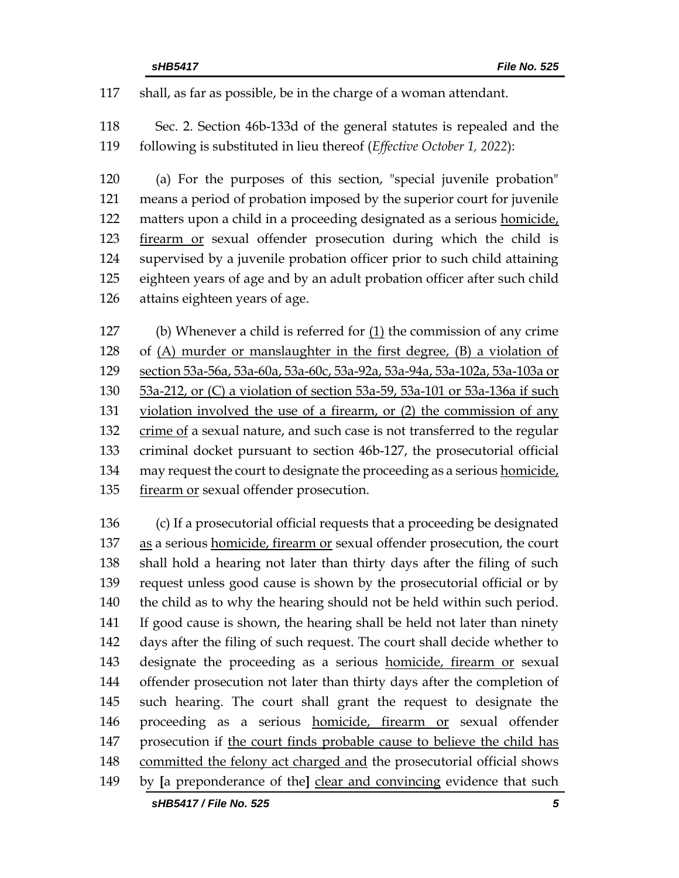shall, as far as possible, be in the charge of a woman attendant.

Sec. 2. Section 46b-133d of the general statutes is repealed and the following is substituted in lieu thereof (*Effective October 1, 2022*):

(a) For the purposes of this section, "special juvenile probation" means a period of probation imposed by the superior court for juvenile matters upon a child in a proceeding designated as a serious <u>homicide, firearm or</u> sexual offender prosecution during which the child is supervised by a juvenile probation officer prior to such child attaining eighteen years of age and by an adult probation officer after such child attains eighteen years of age.

(b) Whenever a child is referred for <u>(1)</u> the commission of any crime of <u>(A) murder or manslaughter in the first degree, (B) a violation of section 53a-56a, 53a-60a, 53a-60c, 53a-92a, 53a-94a, 53a-102a, 53a-103a or 53a-212, or (C) a violation of section 53a-59, 53a-101 or 53a-136a if such violation involved the use of a firearm, or (2) the commission of any crime of</u> a sexual nature, and such case is not transferred to the regular criminal docket pursuant to section 46b-127, the prosecutorial official may request the court to designate the proceeding as a serious <u>homicide, firearm or</u> sexual offender prosecution.

(c) If a prosecutorial official requests that a proceeding be designated <u>as</u> a serious <u>homicide, firearm or</u> sexual offender prosecution, the court shall hold a hearing not later than thirty days after the filing of such request unless good cause is shown by the prosecutorial official or by the child as to why the hearing should not be held within such period. If good cause is shown, the hearing shall be held not later than ninety days after the filing of such request. The court shall decide whether to designate the proceeding as a serious <u>homicide, firearm or</u> sexual offender prosecution not later than thirty days after the completion of such hearing. The court shall grant the request to designate the proceeding as a serious <u>homicide, firearm or</u> sexual offender prosecution if <u>the court finds probable cause to believe the child has committed the felony act charged and</u> the prosecutorial official shows by **[**a preponderance of the**]** <u>clear and convincing</u> evidence that such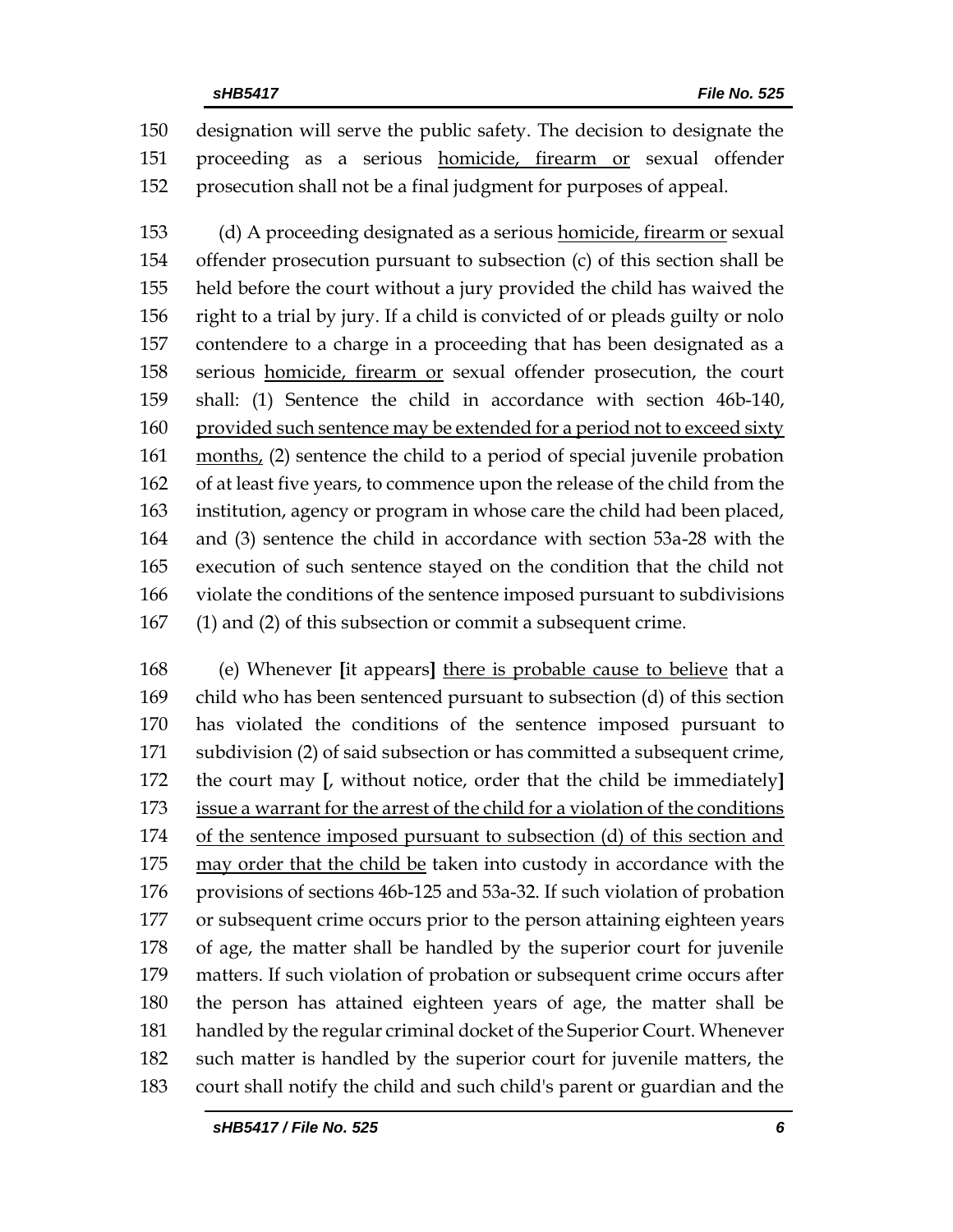150 designation will serve the public safety. The decision to designate the
151 proceeding as a serious <u>homicide, firearm or</u> sexual offender
152 prosecution shall not be a final judgment for purposes of appeal.

153 (d) A proceeding designated as a serious <u>homicide, firearm or</u> sexual
154 offender prosecution pursuant to subsection (c) of this section shall be
155 held before the court without a jury provided the child has waived the
156 right to a trial by jury. If a child is convicted of or pleads guilty or nolo
157 contendere to a charge in a proceeding that has been designated as a
158 serious <u>homicide, firearm or</u> sexual offender prosecution, the court
159 shall: (1) Sentence the child in accordance with section 46b-140,
160 <u>provided such sentence may be extended for a period not to exceed sixty</u>
161 <u>months,</u> (2) sentence the child to a period of special juvenile probation
162 of at least five years, to commence upon the release of the child from the
163 institution, agency or program in whose care the child had been placed,
164 and (3) sentence the child in accordance with section 53a-28 with the
165 execution of such sentence stayed on the condition that the child not
166 violate the conditions of the sentence imposed pursuant to subdivisions
167 (1) and (2) of this subsection or commit a subsequent crime.

168 (e) Whenever **[**it appears**]** <u>there is probable cause to believe</u> that a
169 child who has been sentenced pursuant to subsection (d) of this section
170 has violated the conditions of the sentence imposed pursuant to
171 subdivision (2) of said subsection or has committed a subsequent crime,
172 the court may **[**, without notice, order that the child be immediately**]**
173 <u>issue a warrant for the arrest of the child for a violation of the conditions</u>
174 <u>of the sentence imposed pursuant to subsection (d) of this section and</u>
175 <u>may order that the child be</u> taken into custody in accordance with the
176 provisions of sections 46b-125 and 53a-32. If such violation of probation
177 or subsequent crime occurs prior to the person attaining eighteen years
178 of age, the matter shall be handled by the superior court for juvenile
179 matters. If such violation of probation or subsequent crime occurs after
180 the person has attained eighteen years of age, the matter shall be
181 handled by the regular criminal docket of the Superior Court. Whenever
182 such matter is handled by the superior court for juvenile matters, the
183 court shall notify the child and such child's parent or guardian and the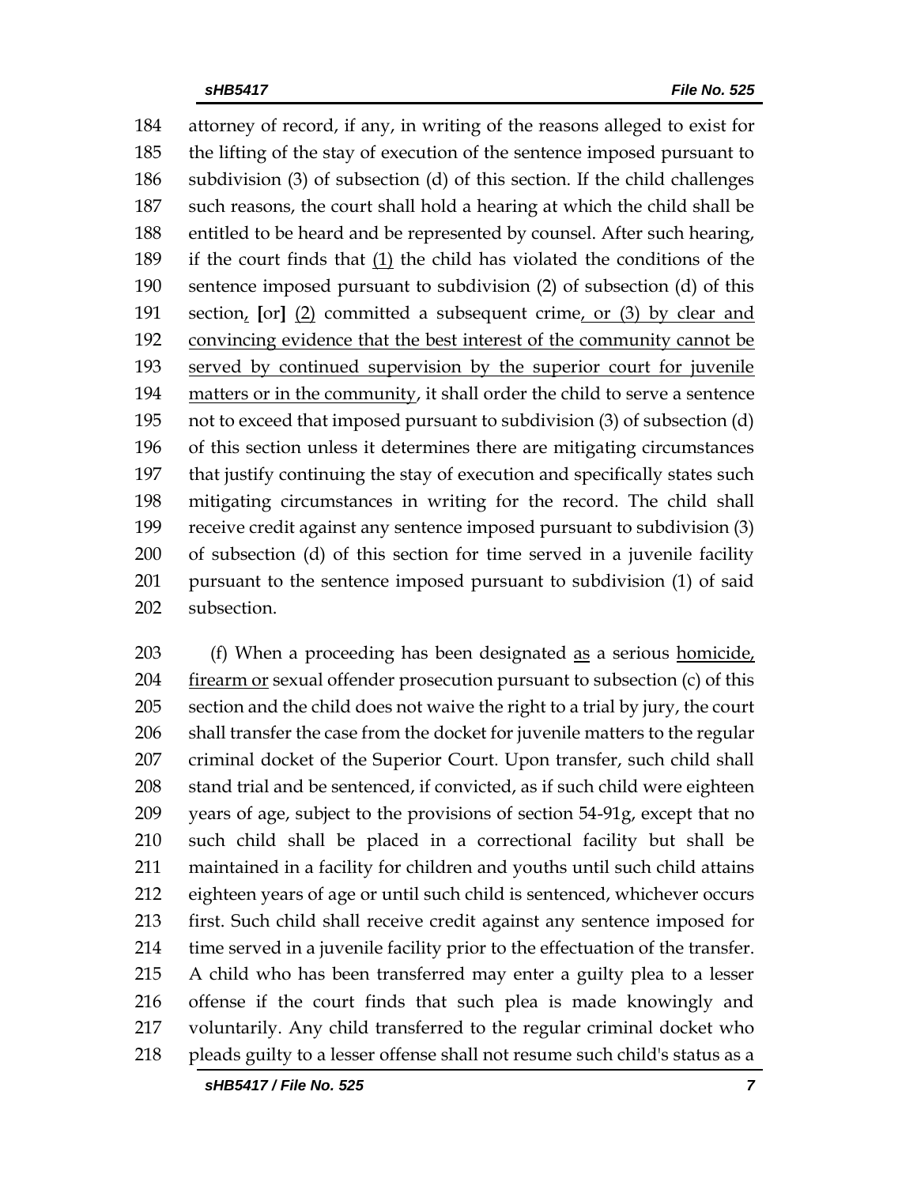attorney of record, if any, in writing of the reasons alleged to exist for the lifting of the stay of execution of the sentence imposed pursuant to subdivision (3) of subsection (d) of this section. If the child challenges such reasons, the court shall hold a hearing at which the child shall be entitled to be heard and be represented by counsel. After such hearing, if the court finds that <u>(1)</u> the child has violated the conditions of the sentence imposed pursuant to subdivision (2) of subsection (d) of this section<u>,</u> **[**or**]** <u>(2)</u> committed a subsequent crime<u>, or (3) by clear and convincing evidence that the best interest of the community cannot be served by continued supervision by the superior court for juvenile matters or in the community</u>, it shall order the child to serve a sentence not to exceed that imposed pursuant to subdivision (3) of subsection (d) of this section unless it determines there are mitigating circumstances that justify continuing the stay of execution and specifically states such mitigating circumstances in writing for the record. The child shall receive credit against any sentence imposed pursuant to subdivision (3) of subsection (d) of this section for time served in a juvenile facility pursuant to the sentence imposed pursuant to subdivision (1) of said subsection.

(f) When a proceeding has been designated <u>as</u> a serious <u>homicide, firearm or</u> sexual offender prosecution pursuant to subsection (c) of this section and the child does not waive the right to a trial by jury, the court shall transfer the case from the docket for juvenile matters to the regular criminal docket of the Superior Court. Upon transfer, such child shall stand trial and be sentenced, if convicted, as if such child were eighteen years of age, subject to the provisions of section 54-91g, except that no such child shall be placed in a correctional facility but shall be maintained in a facility for children and youths until such child attains eighteen years of age or until such child is sentenced, whichever occurs first. Such child shall receive credit against any sentence imposed for time served in a juvenile facility prior to the effectuation of the transfer. A child who has been transferred may enter a guilty plea to a lesser offense if the court finds that such plea is made knowingly and voluntarily. Any child transferred to the regular criminal docket who pleads guilty to a lesser offense shall not resume such child's status as a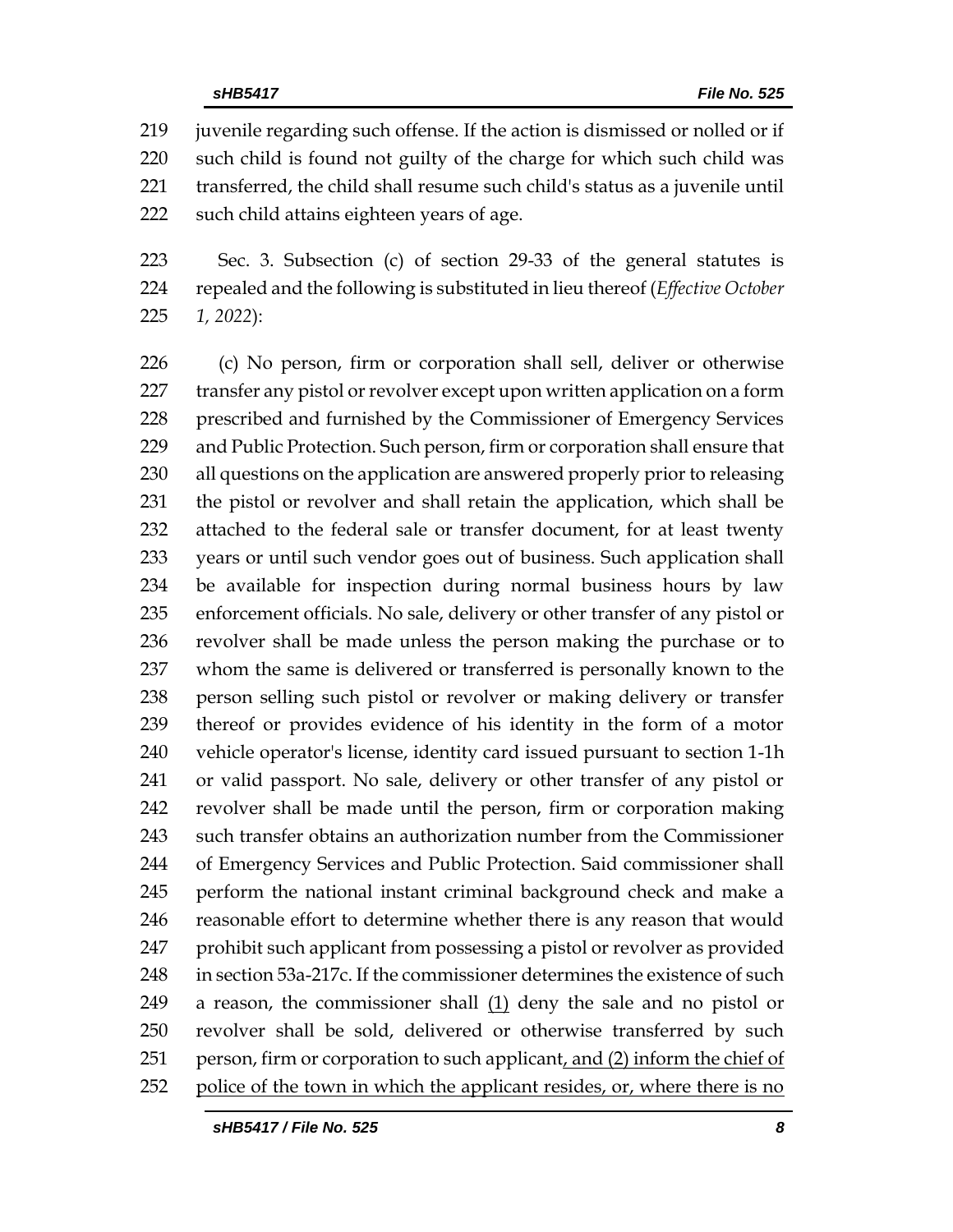juvenile regarding such offense. If the action is dismissed or nolled or if such child is found not guilty of the charge for which such child was transferred, the child shall resume such child's status as a juvenile until such child attains eighteen years of age.

Sec. 3. Subsection (c) of section 29-33 of the general statutes is repealed and the following is substituted in lieu thereof (*Effective October 1, 2022*):

(c) No person, firm or corporation shall sell, deliver or otherwise transfer any pistol or revolver except upon written application on a form prescribed and furnished by the Commissioner of Emergency Services and Public Protection. Such person, firm or corporation shall ensure that all questions on the application are answered properly prior to releasing the pistol or revolver and shall retain the application, which shall be attached to the federal sale or transfer document, for at least twenty years or until such vendor goes out of business. Such application shall be available for inspection during normal business hours by law enforcement officials. No sale, delivery or other transfer of any pistol or revolver shall be made unless the person making the purchase or to whom the same is delivered or transferred is personally known to the person selling such pistol or revolver or making delivery or transfer thereof or provides evidence of his identity in the form of a motor vehicle operator's license, identity card issued pursuant to section 1-1h or valid passport. No sale, delivery or other transfer of any pistol or revolver shall be made until the person, firm or corporation making such transfer obtains an authorization number from the Commissioner of Emergency Services and Public Protection. Said commissioner shall perform the national instant criminal background check and make a reasonable effort to determine whether there is any reason that would prohibit such applicant from possessing a pistol or revolver as provided in section 53a-217c. If the commissioner determines the existence of such a reason, the commissioner shall <u>(1)</u> deny the sale and no pistol or revolver shall be sold, delivered or otherwise transferred by such person, firm or corporation to such applicant<u>, and (2) inform the chief of police of the town in which the applicant resides, or, where there is no</u>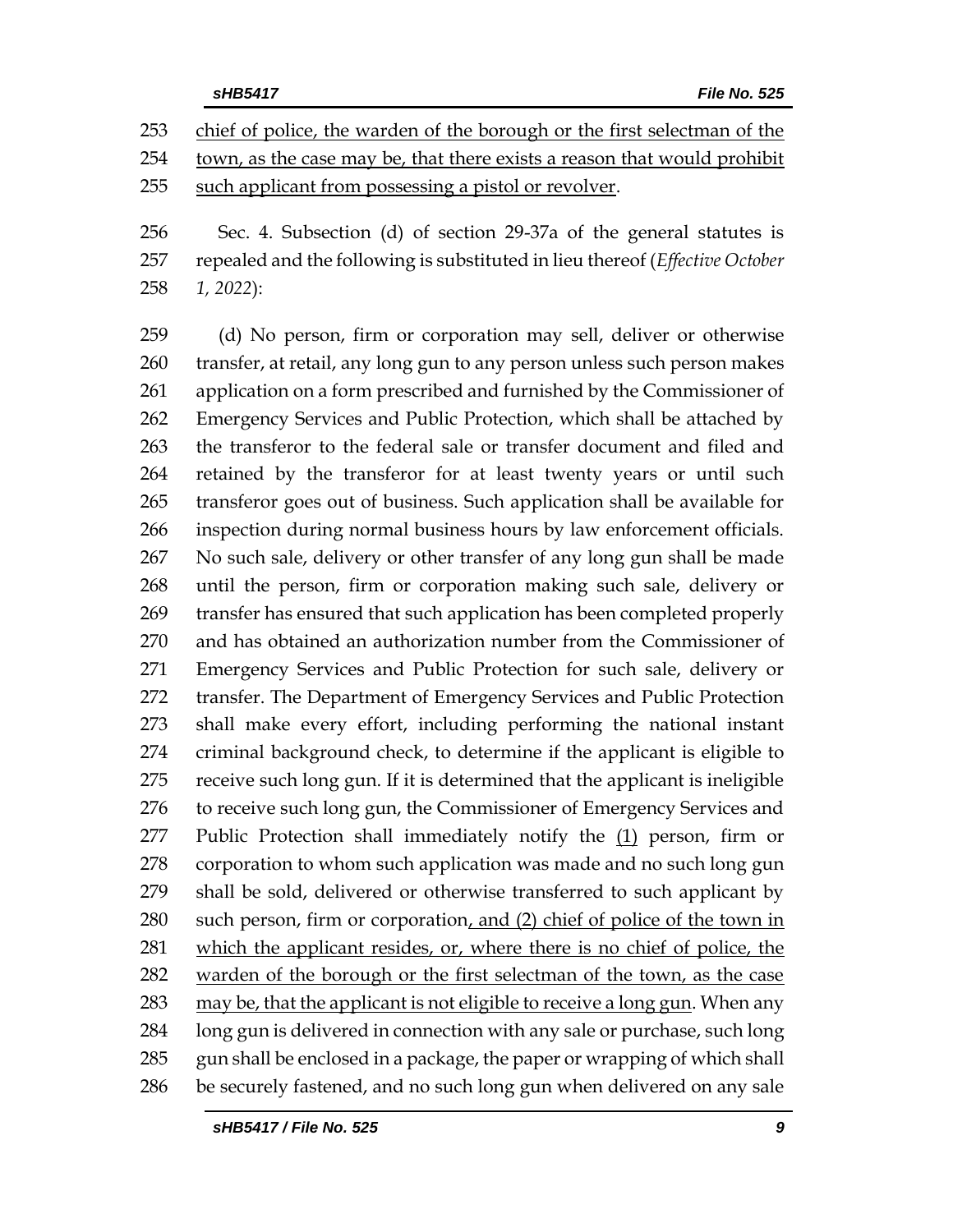chief of police, the warden of the borough or the first selectman of the town, as the case may be, that there exists a reason that would prohibit such applicant from possessing a pistol or revolver.

Sec. 4. Subsection (d) of section 29-37a of the general statutes is repealed and the following is substituted in lieu thereof (*Effective October 1, 2022*):

(d) No person, firm or corporation may sell, deliver or otherwise transfer, at retail, any long gun to any person unless such person makes application on a form prescribed and furnished by the Commissioner of Emergency Services and Public Protection, which shall be attached by the transferor to the federal sale or transfer document and filed and retained by the transferor for at least twenty years or until such transferor goes out of business. Such application shall be available for inspection during normal business hours by law enforcement officials. No such sale, delivery or other transfer of any long gun shall be made until the person, firm or corporation making such sale, delivery or transfer has ensured that such application has been completed properly and has obtained an authorization number from the Commissioner of Emergency Services and Public Protection for such sale, delivery or transfer. The Department of Emergency Services and Public Protection shall make every effort, including performing the national instant criminal background check, to determine if the applicant is eligible to receive such long gun. If it is determined that the applicant is ineligible to receive such long gun, the Commissioner of Emergency Services and Public Protection shall immediately notify the (1) person, firm or corporation to whom such application was made and no such long gun shall be sold, delivered or otherwise transferred to such applicant by such person, firm or corporation, and (2) chief of police of the town in which the applicant resides, or, where there is no chief of police, the warden of the borough or the first selectman of the town, as the case may be, that the applicant is not eligible to receive a long gun. When any long gun is delivered in connection with any sale or purchase, such long gun shall be enclosed in a package, the paper or wrapping of which shall be securely fastened, and no such long gun when delivered on any sale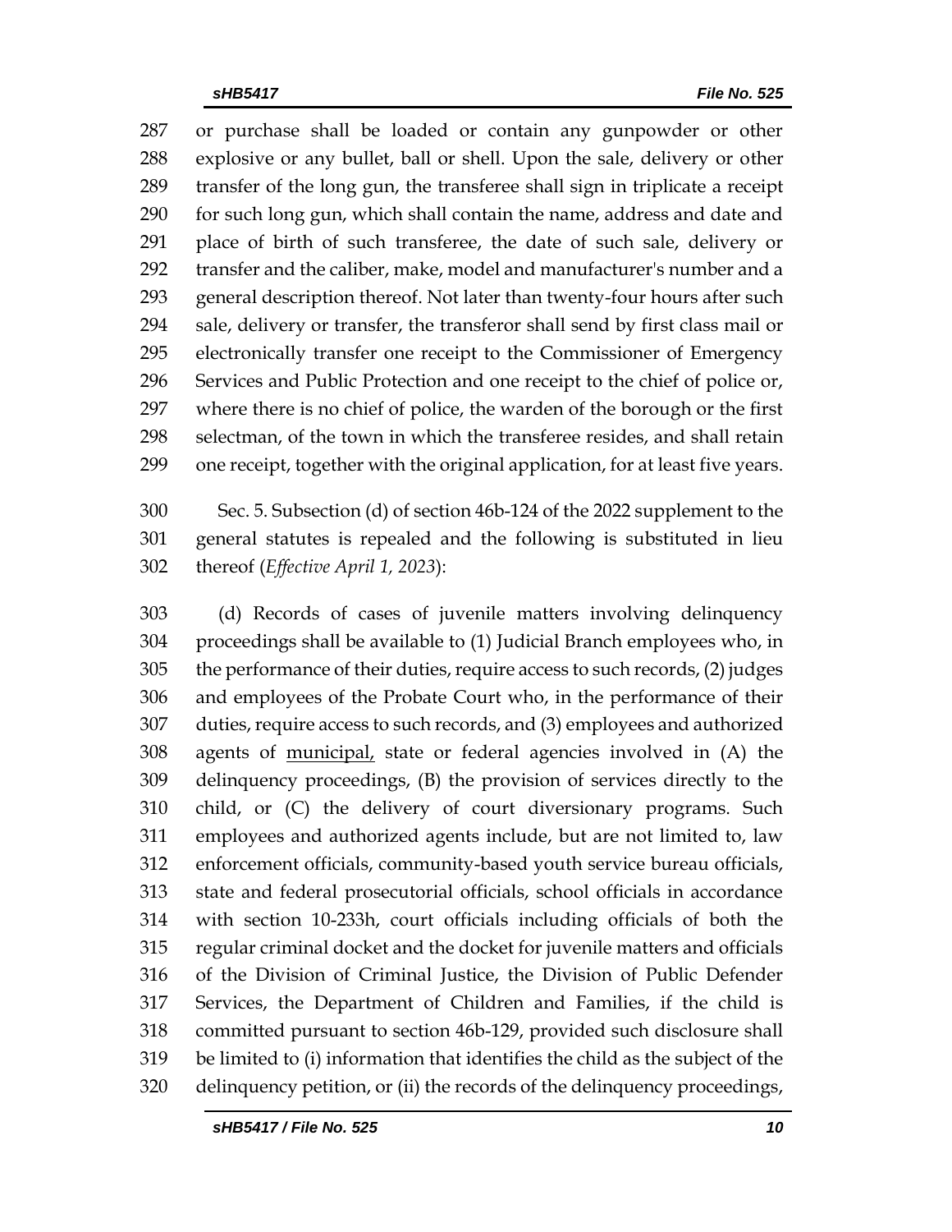or purchase shall be loaded or contain any gunpowder or other explosive or any bullet, ball or shell. Upon the sale, delivery or other transfer of the long gun, the transferee shall sign in triplicate a receipt for such long gun, which shall contain the name, address and date and place of birth of such transferee, the date of such sale, delivery or transfer and the caliber, make, model and manufacturer's number and a general description thereof. Not later than twenty-four hours after such sale, delivery or transfer, the transferor shall send by first class mail or electronically transfer one receipt to the Commissioner of Emergency Services and Public Protection and one receipt to the chief of police or, where there is no chief of police, the warden of the borough or the first selectman, of the town in which the transferee resides, and shall retain one receipt, together with the original application, for at least five years.

Sec. 5. Subsection (d) of section 46b-124 of the 2022 supplement to the general statutes is repealed and the following is substituted in lieu thereof (*Effective April 1, 2023*):

(d) Records of cases of juvenile matters involving delinquency proceedings shall be available to (1) Judicial Branch employees who, in the performance of their duties, require access to such records, (2) judges and employees of the Probate Court who, in the performance of their duties, require access to such records, and (3) employees and authorized agents of <u>municipal,</u> state or federal agencies involved in (A) the delinquency proceedings, (B) the provision of services directly to the child, or (C) the delivery of court diversionary programs. Such employees and authorized agents include, but are not limited to, law enforcement officials, community-based youth service bureau officials, state and federal prosecutorial officials, school officials in accordance with section 10-233h, court officials including officials of both the regular criminal docket and the docket for juvenile matters and officials of the Division of Criminal Justice, the Division of Public Defender Services, the Department of Children and Families, if the child is committed pursuant to section 46b-129, provided such disclosure shall be limited to (i) information that identifies the child as the subject of the delinquency petition, or (ii) the records of the delinquency proceedings,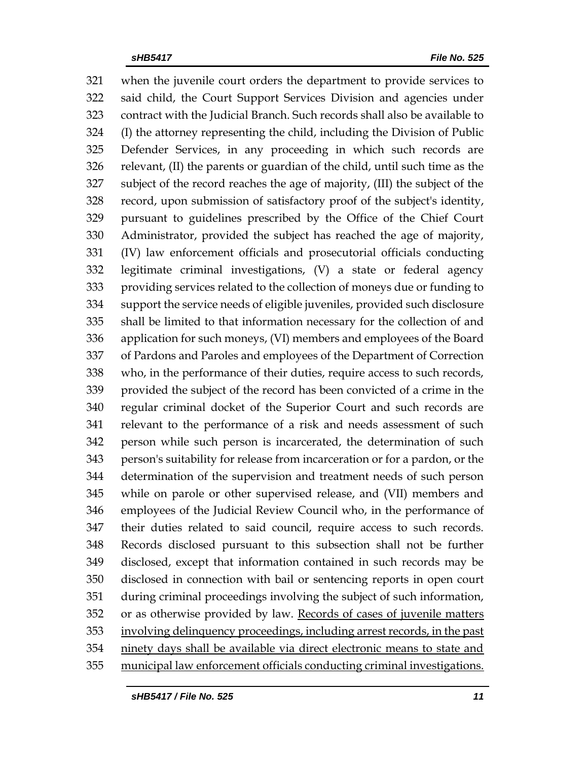when the juvenile court orders the department to provide services to said child, the Court Support Services Division and agencies under contract with the Judicial Branch. Such records shall also be available to (I) the attorney representing the child, including the Division of Public Defender Services, in any proceeding in which such records are relevant, (II) the parents or guardian of the child, until such time as the subject of the record reaches the age of majority, (III) the subject of the record, upon submission of satisfactory proof of the subject's identity, pursuant to guidelines prescribed by the Office of the Chief Court Administrator, provided the subject has reached the age of majority, (IV) law enforcement officials and prosecutorial officials conducting legitimate criminal investigations, (V) a state or federal agency providing services related to the collection of moneys due or funding to support the service needs of eligible juveniles, provided such disclosure shall be limited to that information necessary for the collection of and application for such moneys, (VI) members and employees of the Board of Pardons and Paroles and employees of the Department of Correction who, in the performance of their duties, require access to such records, provided the subject of the record has been convicted of a crime in the regular criminal docket of the Superior Court and such records are relevant to the performance of a risk and needs assessment of such person while such person is incarcerated, the determination of such person's suitability for release from incarceration or for a pardon, or the determination of the supervision and treatment needs of such person while on parole or other supervised release, and (VII) members and employees of the Judicial Review Council who, in the performance of their duties related to said council, require access to such records. Records disclosed pursuant to this subsection shall not be further disclosed, except that information contained in such records may be disclosed in connection with bail or sentencing reports in open court during criminal proceedings involving the subject of such information, or as otherwise provided by law. <u>Records of cases of juvenile matters involving delinquency proceedings, including arrest records, in the past ninety days shall be available via direct electronic means to state and municipal law enforcement officials conducting criminal investigations.</u>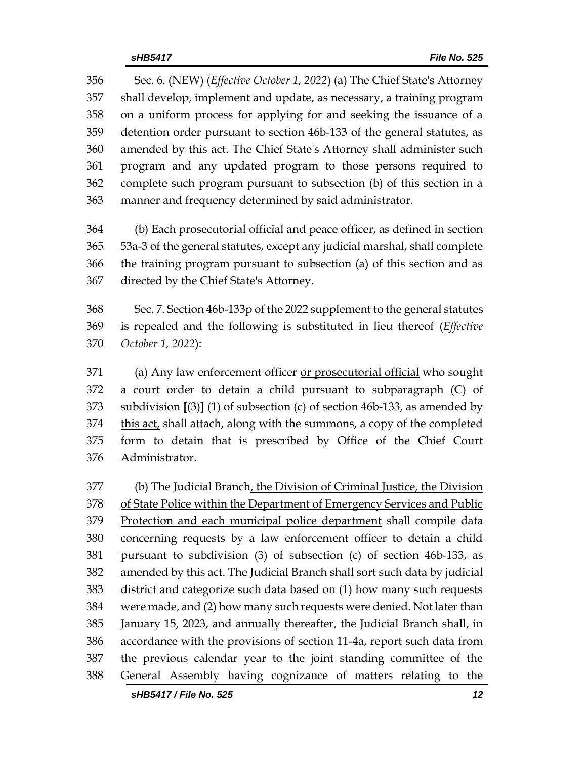Sec. 6. (NEW) (*Effective October 1, 2022*) (a) The Chief State's Attorney shall develop, implement and update, as necessary, a training program on a uniform process for applying for and seeking the issuance of a detention order pursuant to section 46b-133 of the general statutes, as amended by this act. The Chief State's Attorney shall administer such program and any updated program to those persons required to complete such program pursuant to subsection (b) of this section in a manner and frequency determined by said administrator.

(b) Each prosecutorial official and peace officer, as defined in section 53a-3 of the general statutes, except any judicial marshal, shall complete the training program pursuant to subsection (a) of this section and as directed by the Chief State's Attorney.

Sec. 7. Section 46b-133p of the 2022 supplement to the general statutes is repealed and the following is substituted in lieu thereof (*Effective October 1, 2022*):

(a) Any law enforcement officer <u>or prosecutorial official</u> who sought a court order to detain a child pursuant to <u>subparagraph (C) of</u> subdivision **[**(3)**]** <u>(1)</u> of subsection (c) of section 46b-133<u>, as amended by this act,</u> shall attach, along with the summons, a copy of the completed form to detain that is prescribed by Office of the Chief Court Administrator.

(b) The Judicial Branch<u>, the Division of Criminal Justice, the Division of State Police within the Department of Emergency Services and Public Protection and each municipal police department</u> shall compile data concerning requests by a law enforcement officer to detain a child pursuant to subdivision (3) of subsection (c) of section 46b-133<u>, as amended by this act</u>. The Judicial Branch shall sort such data by judicial district and categorize such data based on (1) how many such requests were made, and (2) how many such requests were denied. Not later than January 15, 2023, and annually thereafter, the Judicial Branch shall, in accordance with the provisions of section 11-4a, report such data from the previous calendar year to the joint standing committee of the General Assembly having cognizance of matters relating to the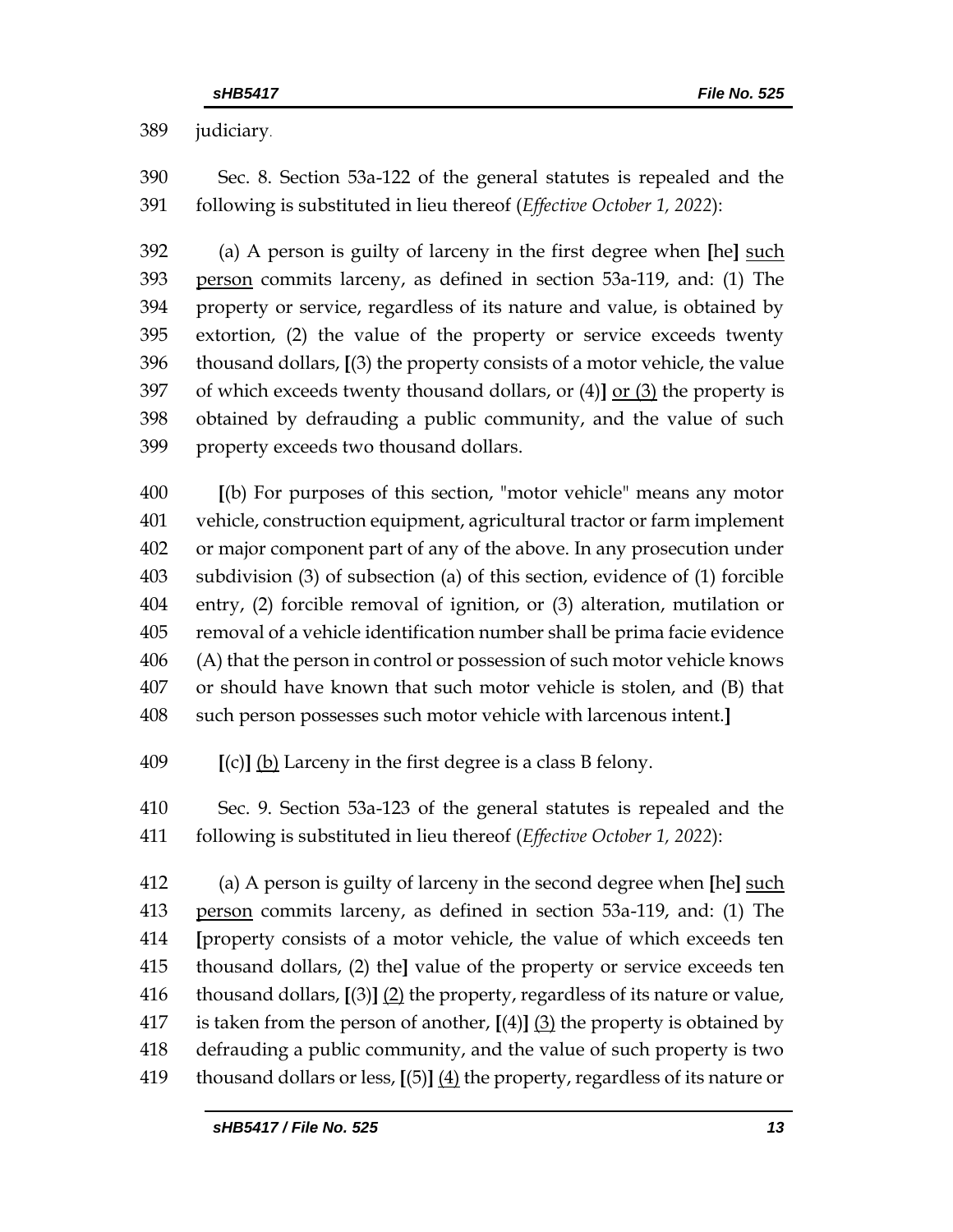389 judiciary.

390 Sec. 8. Section 53a-122 of the general statutes is repealed and the
391 following is substituted in lieu thereof (*Effective October 1, 2022*):

392 (a) A person is guilty of larceny in the first degree when **[**he**]** <u>such</u>
393 <u>person</u> commits larceny, as defined in section 53a-119, and: (1) The
394 property or service, regardless of its nature and value, is obtained by
395 extortion, (2) the value of the property or service exceeds twenty
396 thousand dollars, **[**(3) the property consists of a motor vehicle, the value
397 of which exceeds twenty thousand dollars, or (4)**]** <u>or (3)</u> the property is
398 obtained by defrauding a public community, and the value of such
399 property exceeds two thousand dollars.

400 **[**(b) For purposes of this section, "motor vehicle" means any motor
401 vehicle, construction equipment, agricultural tractor or farm implement
402 or major component part of any of the above. In any prosecution under
403 subdivision (3) of subsection (a) of this section, evidence of (1) forcible
404 entry, (2) forcible removal of ignition, or (3) alteration, mutilation or
405 removal of a vehicle identification number shall be prima facie evidence
406 (A) that the person in control or possession of such motor vehicle knows
407 or should have known that such motor vehicle is stolen, and (B) that
408 such person possesses such motor vehicle with larcenous intent.**]**

409 **[**(c)**]** <u>(b)</u> Larceny in the first degree is a class B felony.

410 Sec. 9. Section 53a-123 of the general statutes is repealed and the
411 following is substituted in lieu thereof (*Effective October 1, 2022*):

412 (a) A person is guilty of larceny in the second degree when **[**he**]** <u>such</u>
413 <u>person</u> commits larceny, as defined in section 53a-119, and: (1) The
414 **[**property consists of a motor vehicle, the value of which exceeds ten
415 thousand dollars, (2) the**]** value of the property or service exceeds ten
416 thousand dollars, **[**(3)**]** <u>(2)</u> the property, regardless of its nature or value,
417 is taken from the person of another, **[**(4)**]** <u>(3)</u> the property is obtained by
418 defrauding a public community, and the value of such property is two
419 thousand dollars or less, **[**(5)**]** <u>(4)</u> the property, regardless of its nature or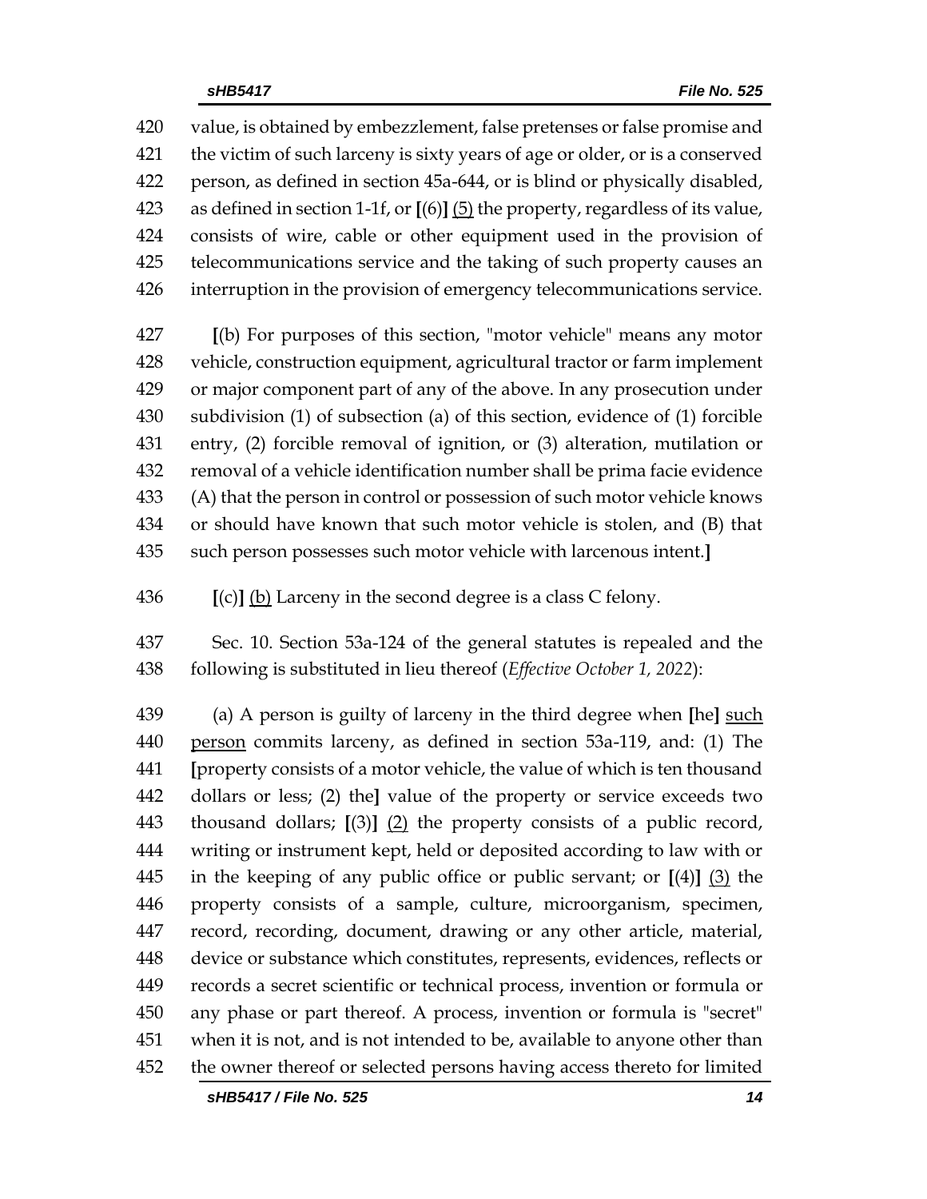420 value, is obtained by embezzlement, false pretenses or false promise and
421 the victim of such larceny is sixty years of age or older, or is a conserved
422 person, as defined in section 45a-644, or is blind or physically disabled,
423 as defined in section 1-1f, or **[**(6)**]** <u>(5)</u> the property, regardless of its value,
424 consists of wire, cable or other equipment used in the provision of
425 telecommunications service and the taking of such property causes an
426 interruption in the provision of emergency telecommunications service.

427 **[**(b) For purposes of this section, "motor vehicle" means any motor
428 vehicle, construction equipment, agricultural tractor or farm implement
429 or major component part of any of the above. In any prosecution under
430 subdivision (1) of subsection (a) of this section, evidence of (1) forcible
431 entry, (2) forcible removal of ignition, or (3) alteration, mutilation or
432 removal of a vehicle identification number shall be prima facie evidence
433 (A) that the person in control or possession of such motor vehicle knows
434 or should have known that such motor vehicle is stolen, and (B) that
435 such person possesses such motor vehicle with larcenous intent.**]**

436 **[**(c)**]** <u>(b)</u> Larceny in the second degree is a class C felony.

437 Sec. 10. Section 53a-124 of the general statutes is repealed and the
438 following is substituted in lieu thereof (*Effective October 1, 2022*):

439 (a) A person is guilty of larceny in the third degree when **[**he**]** <u>such</u>
440 <u>person</u> commits larceny, as defined in section 53a-119, and: (1) The
441 **[**property consists of a motor vehicle, the value of which is ten thousand
442 dollars or less; (2) the**]** value of the property or service exceeds two
443 thousand dollars; **[**(3)**]** <u>(2)</u> the property consists of a public record,
444 writing or instrument kept, held or deposited according to law with or
445 in the keeping of any public office or public servant; or **[**(4)**]** <u>(3)</u> the
446 property consists of a sample, culture, microorganism, specimen,
447 record, recording, document, drawing or any other article, material,
448 device or substance which constitutes, represents, evidences, reflects or
449 records a secret scientific or technical process, invention or formula or
450 any phase or part thereof. A process, invention or formula is "secret"
451 when it is not, and is not intended to be, available to anyone other than
452 the owner thereof or selected persons having access thereto for limited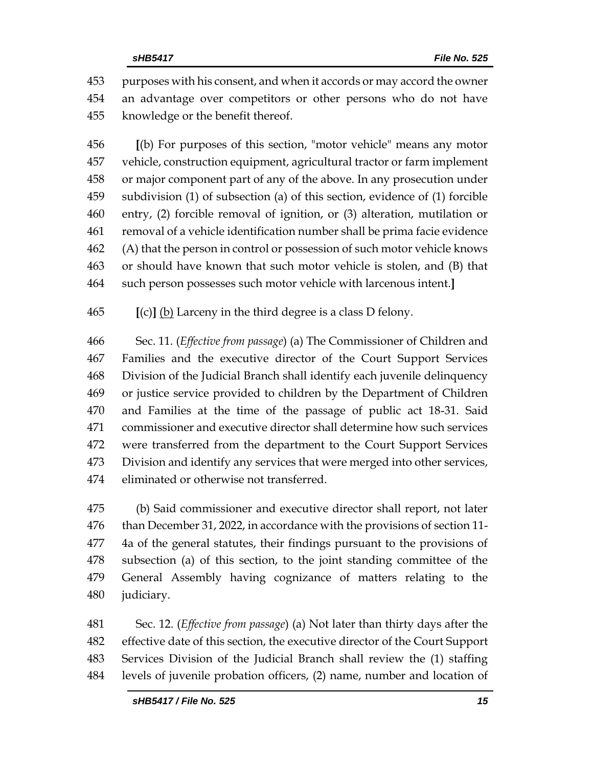453 purposes with his consent, and when it accords or may accord the owner
454 an advantage over competitors or other persons who do not have
455 knowledge or the benefit thereof.

456 **[**(b) For purposes of this section, "motor vehicle" means any motor
457 vehicle, construction equipment, agricultural tractor or farm implement
458 or major component part of any of the above. In any prosecution under
459 subdivision (1) of subsection (a) of this section, evidence of (1) forcible
460 entry, (2) forcible removal of ignition, or (3) alteration, mutilation or
461 removal of a vehicle identification number shall be prima facie evidence
462 (A) that the person in control or possession of such motor vehicle knows
463 or should have known that such motor vehicle is stolen, and (B) that
464 such person possesses such motor vehicle with larcenous intent.**]**

465 **[**(c)**]** <u>(b)</u> Larceny in the third degree is a class D felony.

466 Sec. 11. (*Effective from passage*) (a) The Commissioner of Children and
467 Families and the executive director of the Court Support Services
468 Division of the Judicial Branch shall identify each juvenile delinquency
469 or justice service provided to children by the Department of Children
470 and Families at the time of the passage of public act 18-31. Said
471 commissioner and executive director shall determine how such services
472 were transferred from the department to the Court Support Services
473 Division and identify any services that were merged into other services,
474 eliminated or otherwise not transferred.

475 (b) Said commissioner and executive director shall report, not later
476 than December 31, 2022, in accordance with the provisions of section 11-
477 4a of the general statutes, their findings pursuant to the provisions of
478 subsection (a) of this section, to the joint standing committee of the
479 General Assembly having cognizance of matters relating to the
480 judiciary.

481 Sec. 12. (*Effective from passage*) (a) Not later than thirty days after the
482 effective date of this section, the executive director of the Court Support
483 Services Division of the Judicial Branch shall review the (1) staffing
484 levels of juvenile probation officers, (2) name, number and location of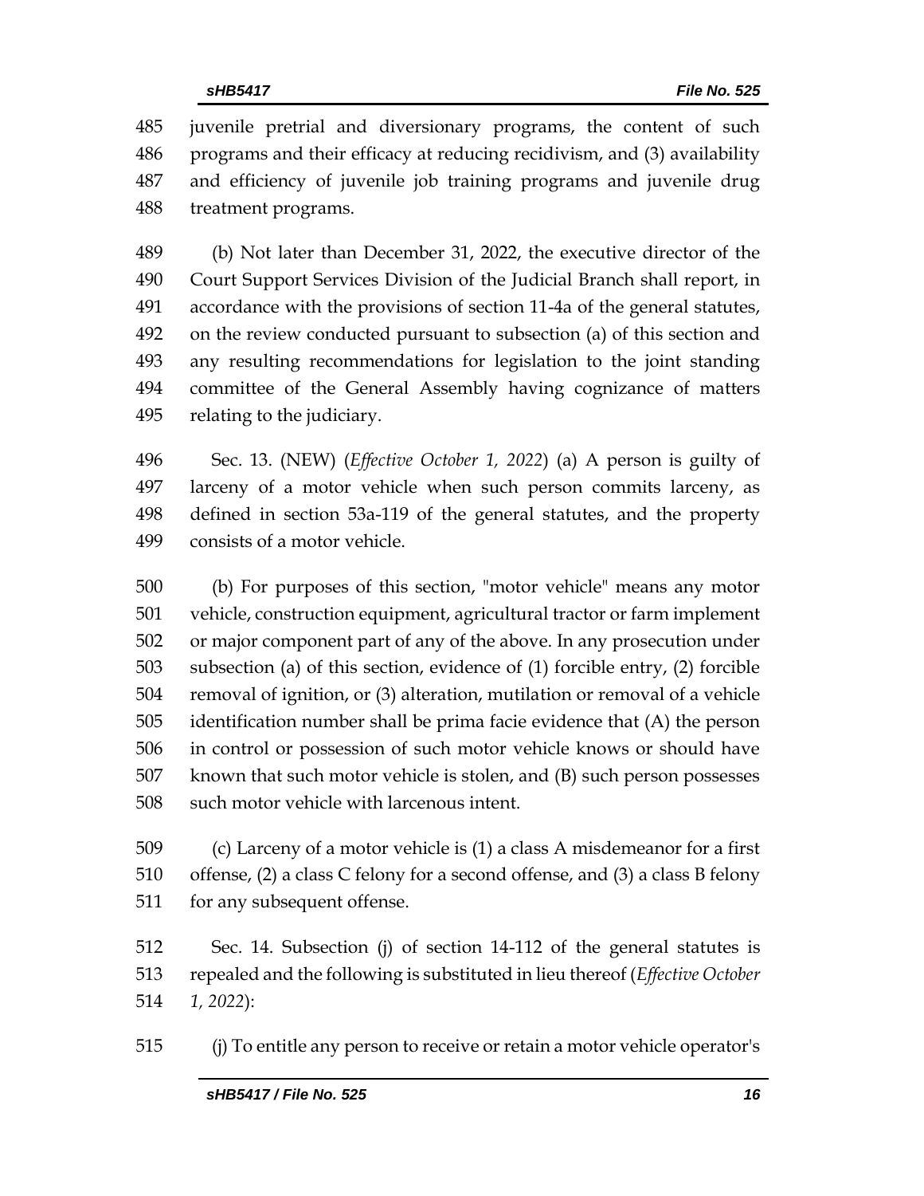juvenile pretrial and diversionary programs, the content of such programs and their efficacy at reducing recidivism, and (3) availability and efficiency of juvenile job training programs and juvenile drug treatment programs.

(b) Not later than December 31, 2022, the executive director of the Court Support Services Division of the Judicial Branch shall report, in accordance with the provisions of section 11-4a of the general statutes, on the review conducted pursuant to subsection (a) of this section and any resulting recommendations for legislation to the joint standing committee of the General Assembly having cognizance of matters relating to the judiciary.

Sec. 13. (NEW) (*Effective October 1, 2022*) (a) A person is guilty of larceny of a motor vehicle when such person commits larceny, as defined in section 53a-119 of the general statutes, and the property consists of a motor vehicle.

(b) For purposes of this section, "motor vehicle" means any motor vehicle, construction equipment, agricultural tractor or farm implement or major component part of any of the above. In any prosecution under subsection (a) of this section, evidence of (1) forcible entry, (2) forcible removal of ignition, or (3) alteration, mutilation or removal of a vehicle identification number shall be prima facie evidence that (A) the person in control or possession of such motor vehicle knows or should have known that such motor vehicle is stolen, and (B) such person possesses such motor vehicle with larcenous intent.

(c) Larceny of a motor vehicle is (1) a class A misdemeanor for a first offense, (2) a class C felony for a second offense, and (3) a class B felony for any subsequent offense.

Sec. 14. Subsection (j) of section 14-112 of the general statutes is repealed and the following is substituted in lieu thereof (*Effective October 1, 2022*):

(j) To entitle any person to receive or retain a motor vehicle operator's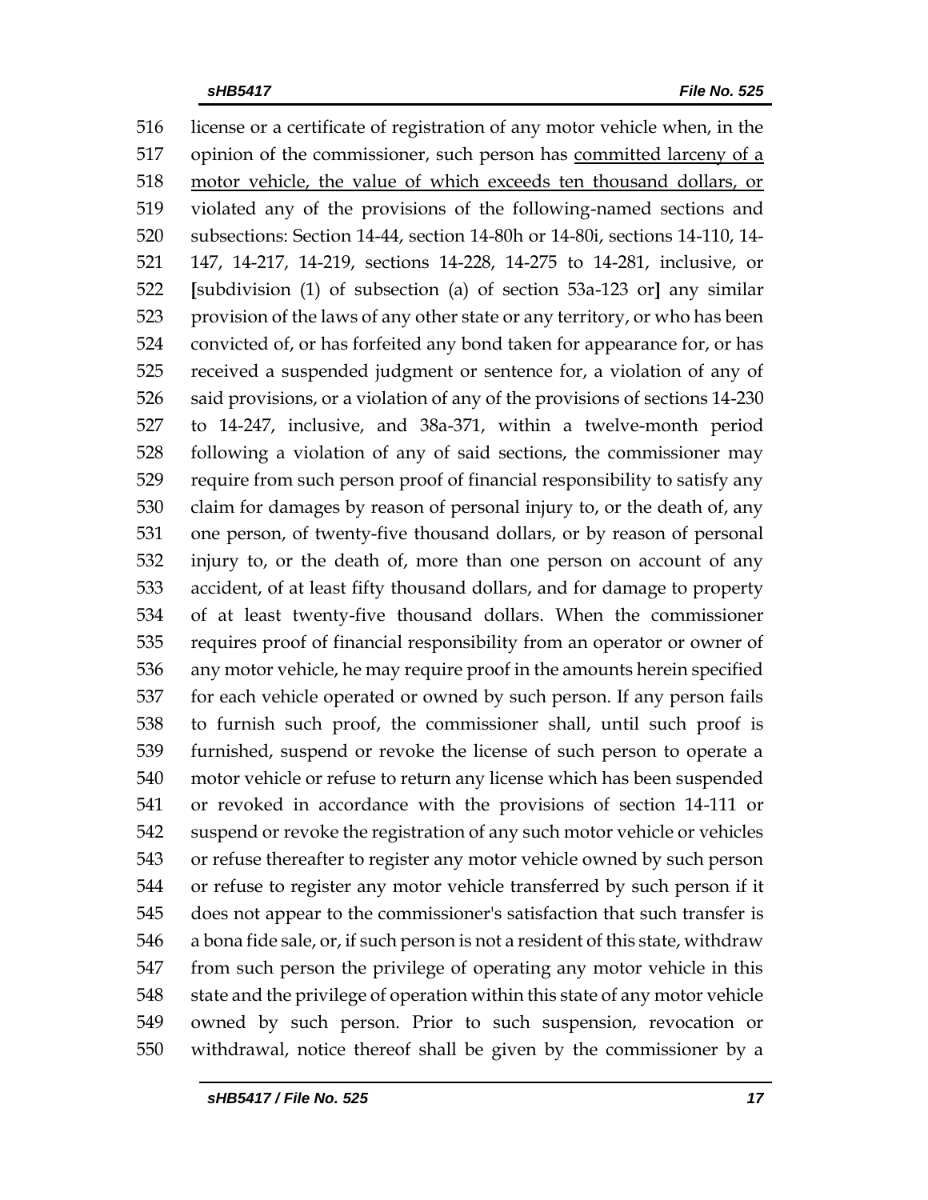516 license or a certificate of registration of any motor vehicle when, in the
517 opinion of the commissioner, such person has <u>committed larceny of a</u>
518 <u>motor vehicle, the value of which exceeds ten thousand dollars, or</u>
519 violated any of the provisions of the following-named sections and
520 subsections: Section 14-44, section 14-80h or 14-80i, sections 14-110, 14-
521 147, 14-217, 14-219, sections 14-228, 14-275 to 14-281, inclusive, or
522 **[**subdivision (1) of subsection (a) of section 53a-123 or**]** any similar
523 provision of the laws of any other state or any territory, or who has been
524 convicted of, or has forfeited any bond taken for appearance for, or has
525 received a suspended judgment or sentence for, a violation of any of
526 said provisions, or a violation of any of the provisions of sections 14-230
527 to 14-247, inclusive, and 38a-371, within a twelve-month period
528 following a violation of any of said sections, the commissioner may
529 require from such person proof of financial responsibility to satisfy any
530 claim for damages by reason of personal injury to, or the death of, any
531 one person, of twenty-five thousand dollars, or by reason of personal
532 injury to, or the death of, more than one person on account of any
533 accident, of at least fifty thousand dollars, and for damage to property
534 of at least twenty-five thousand dollars. When the commissioner
535 requires proof of financial responsibility from an operator or owner of
536 any motor vehicle, he may require proof in the amounts herein specified
537 for each vehicle operated or owned by such person. If any person fails
538 to furnish such proof, the commissioner shall, until such proof is
539 furnished, suspend or revoke the license of such person to operate a
540 motor vehicle or refuse to return any license which has been suspended
541 or revoked in accordance with the provisions of section 14-111 or
542 suspend or revoke the registration of any such motor vehicle or vehicles
543 or refuse thereafter to register any motor vehicle owned by such person
544 or refuse to register any motor vehicle transferred by such person if it
545 does not appear to the commissioner's satisfaction that such transfer is
546 a bona fide sale, or, if such person is not a resident of this state, withdraw
547 from such person the privilege of operating any motor vehicle in this
548 state and the privilege of operation within this state of any motor vehicle
549 owned by such person. Prior to such suspension, revocation or
550 withdrawal, notice thereof shall be given by the commissioner by a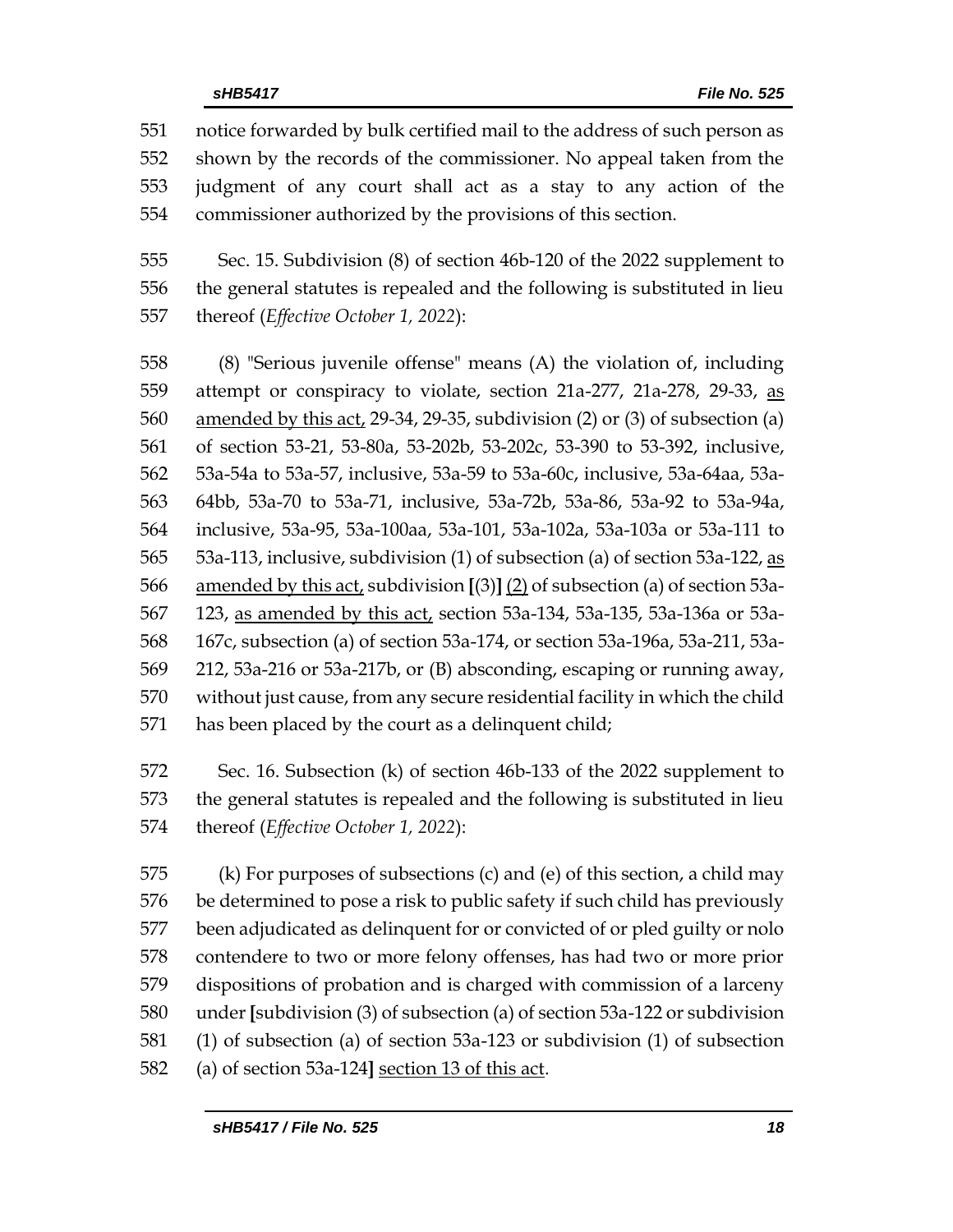notice forwarded by bulk certified mail to the address of such person as shown by the records of the commissioner. No appeal taken from the judgment of any court shall act as a stay to any action of the commissioner authorized by the provisions of this section.

Sec. 15. Subdivision (8) of section 46b-120 of the 2022 supplement to the general statutes is repealed and the following is substituted in lieu thereof (*Effective October 1, 2022*):

(8) "Serious juvenile offense" means (A) the violation of, including attempt or conspiracy to violate, section 21a-277, 21a-278, 29-33, <u>as amended by this act,</u> 29-34, 29-35, subdivision (2) or (3) of subsection (a) of section 53-21, 53-80a, 53-202b, 53-202c, 53-390 to 53-392, inclusive, 53a-54a to 53a-57, inclusive, 53a-59 to 53a-60c, inclusive, 53a-64aa, 53a-64bb, 53a-70 to 53a-71, inclusive, 53a-72b, 53a-86, 53a-92 to 53a-94a, inclusive, 53a-95, 53a-100aa, 53a-101, 53a-102a, 53a-103a or 53a-111 to 53a-113, inclusive, subdivision (1) of subsection (a) of section 53a-122, <u>as amended by this act,</u> subdivision **[**(3)**]** <u>(2)</u> of subsection (a) of section 53a-123, <u>as amended by this act,</u> section 53a-134, 53a-135, 53a-136a or 53a-167c, subsection (a) of section 53a-174, or section 53a-196a, 53a-211, 53a-212, 53a-216 or 53a-217b, or (B) absconding, escaping or running away, without just cause, from any secure residential facility in which the child has been placed by the court as a delinquent child;

Sec. 16. Subsection (k) of section 46b-133 of the 2022 supplement to the general statutes is repealed and the following is substituted in lieu thereof (*Effective October 1, 2022*):

(k) For purposes of subsections (c) and (e) of this section, a child may be determined to pose a risk to public safety if such child has previously been adjudicated as delinquent for or convicted of or pled guilty or nolo contendere to two or more felony offenses, has had two or more prior dispositions of probation and is charged with commission of a larceny under **[**subdivision (3) of subsection (a) of section 53a-122 or subdivision (1) of subsection (a) of section 53a-123 or subdivision (1) of subsection (a) of section 53a-124**]** <u>section 13 of this act</u>.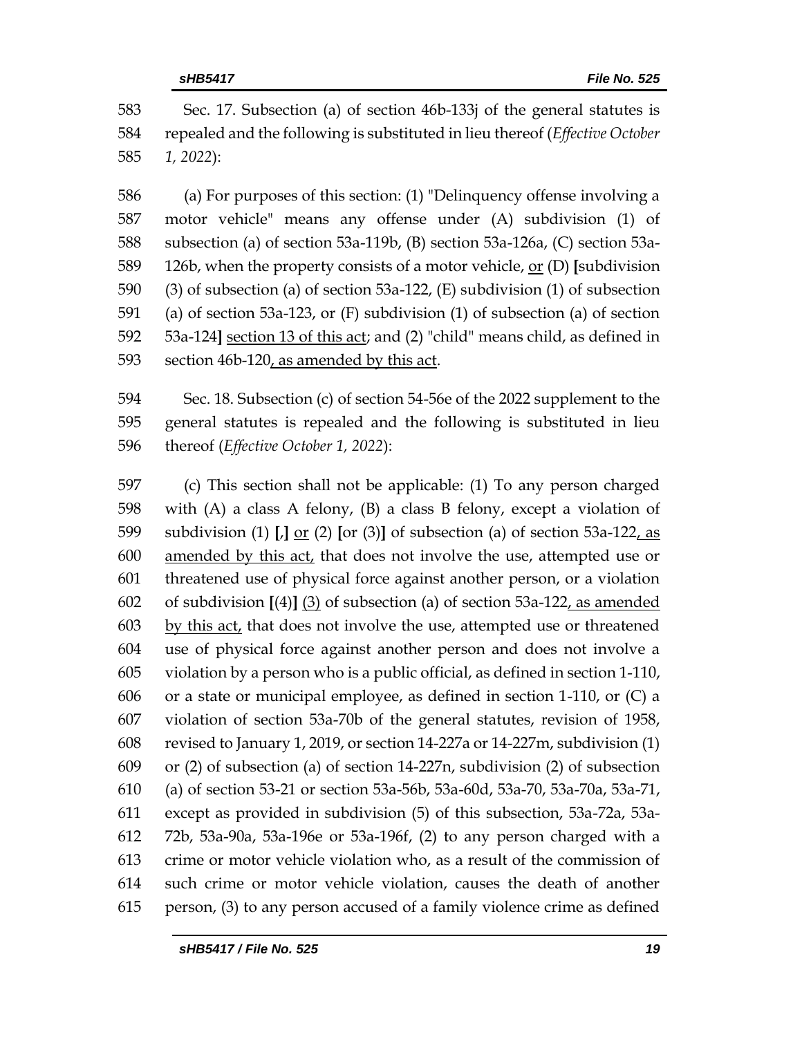Sec. 17. Subsection (a) of section 46b-133j of the general statutes is repealed and the following is substituted in lieu thereof (*Effective October 1, 2022*):

(a) For purposes of this section: (1) "Delinquency offense involving a motor vehicle" means any offense under (A) subdivision (1) of subsection (a) of section 53a-119b, (B) section 53a-126a, (C) section 53a-126b, when the property consists of a motor vehicle, <u>or</u> (D) **[**subdivision (3) of subsection (a) of section 53a-122, (E) subdivision (1) of subsection (a) of section 53a-123, or (F) subdivision (1) of subsection (a) of section 53a-124**]** <u>section 13 of this act</u>; and (2) "child" means child, as defined in section 46b-120<u>, as amended by this act</u>.

Sec. 18. Subsection (c) of section 54-56e of the 2022 supplement to the general statutes is repealed and the following is substituted in lieu thereof (*Effective October 1, 2022*):

(c) This section shall not be applicable: (1) To any person charged with (A) a class A felony, (B) a class B felony, except a violation of subdivision (1) **[**,**]** <u>or</u> (2) **[**or (3)**]** of subsection (a) of section 53a-122<u>, as amended by this act,</u> that does not involve the use, attempted use or threatened use of physical force against another person, or a violation of subdivision **[**(4)**]** <u>(3)</u> of subsection (a) of section 53a-122<u>, as amended by this act,</u> that does not involve the use, attempted use or threatened use of physical force against another person and does not involve a violation by a person who is a public official, as defined in section 1-110, or a state or municipal employee, as defined in section 1-110, or (C) a violation of section 53a-70b of the general statutes, revision of 1958, revised to January 1, 2019, or section 14-227a or 14-227m, subdivision (1) or (2) of subsection (a) of section 14-227n, subdivision (2) of subsection (a) of section 53-21 or section 53a-56b, 53a-60d, 53a-70, 53a-70a, 53a-71, except as provided in subdivision (5) of this subsection, 53a-72a, 53a-72b, 53a-90a, 53a-196e or 53a-196f, (2) to any person charged with a crime or motor vehicle violation who, as a result of the commission of such crime or motor vehicle violation, causes the death of another person, (3) to any person accused of a family violence crime as defined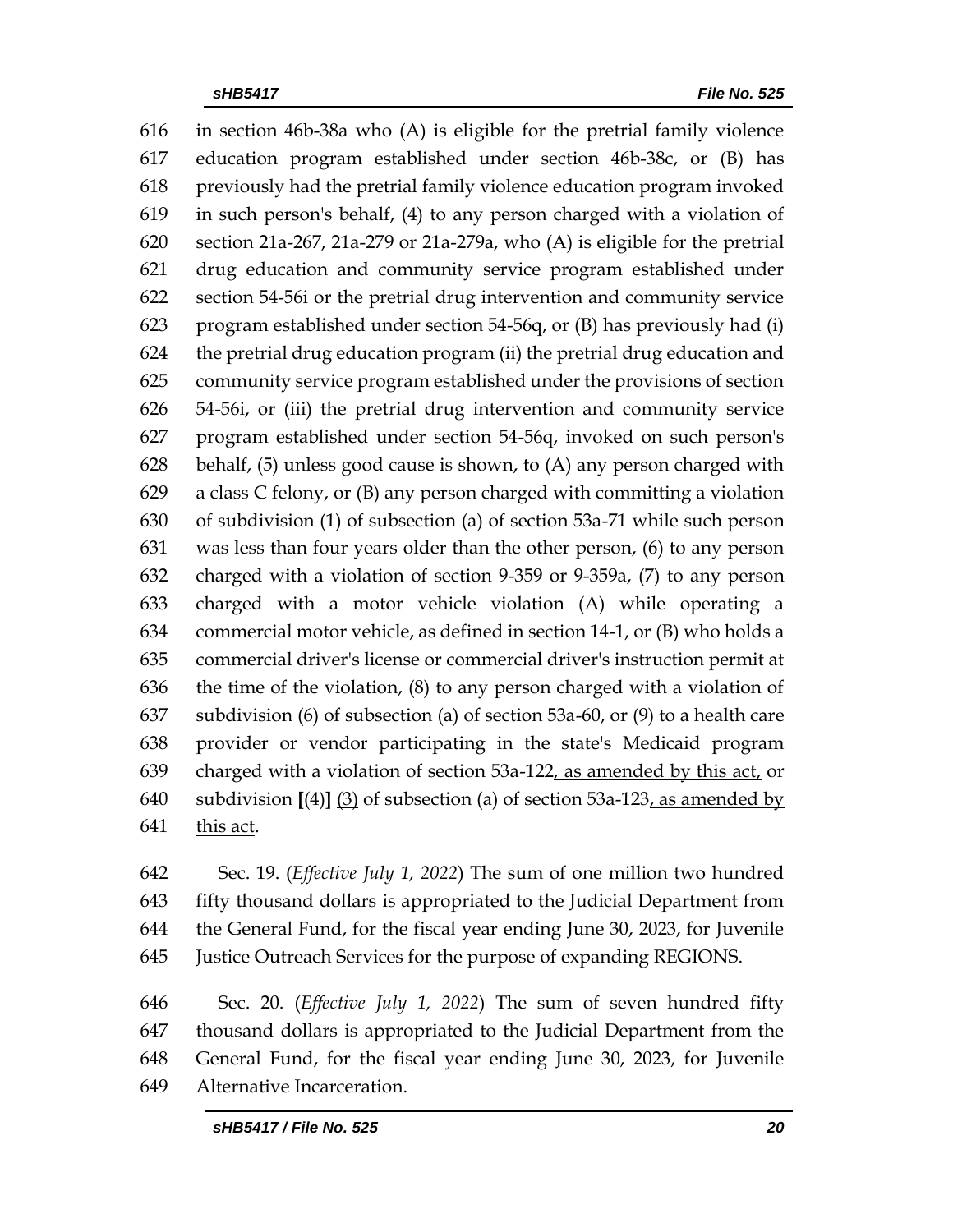in section 46b-38a who (A) is eligible for the pretrial family violence education program established under section 46b-38c, or (B) has previously had the pretrial family violence education program invoked in such person's behalf, (4) to any person charged with a violation of section 21a-267, 21a-279 or 21a-279a, who (A) is eligible for the pretrial drug education and community service program established under section 54-56i or the pretrial drug intervention and community service program established under section 54-56q, or (B) has previously had (i) the pretrial drug education program (ii) the pretrial drug education and community service program established under the provisions of section 54-56i, or (iii) the pretrial drug intervention and community service program established under section 54-56q, invoked on such person's behalf, (5) unless good cause is shown, to (A) any person charged with a class C felony, or (B) any person charged with committing a violation of subdivision (1) of subsection (a) of section 53a-71 while such person was less than four years older than the other person, (6) to any person charged with a violation of section 9-359 or 9-359a, (7) to any person charged with a motor vehicle violation (A) while operating a commercial motor vehicle, as defined in section 14-1, or (B) who holds a commercial driver's license or commercial driver's instruction permit at the time of the violation, (8) to any person charged with a violation of subdivision (6) of subsection (a) of section 53a-60, or (9) to a health care provider or vendor participating in the state's Medicaid program charged with a violation of section 53a-122, as amended by this act, or subdivision [(4)] (3) of subsection (a) of section 53a-123, as amended by this act.

Sec. 19. (*Effective July 1, 2022*) The sum of one million two hundred fifty thousand dollars is appropriated to the Judicial Department from the General Fund, for the fiscal year ending June 30, 2023, for Juvenile Justice Outreach Services for the purpose of expanding REGIONS.

Sec. 20. (*Effective July 1, 2022*) The sum of seven hundred fifty thousand dollars is appropriated to the Judicial Department from the General Fund, for the fiscal year ending June 30, 2023, for Juvenile Alternative Incarceration.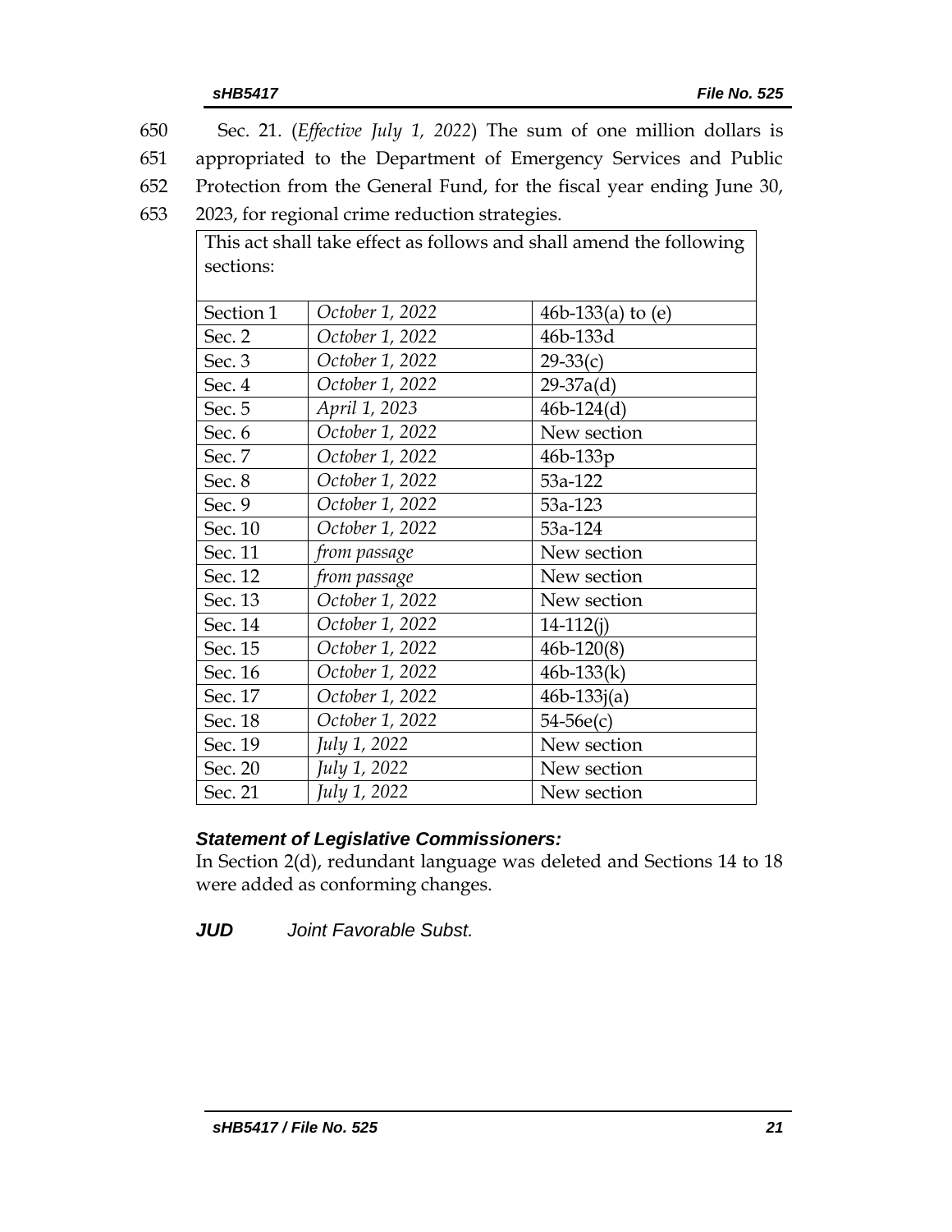650 Sec. 21. (*Effective July 1, 2022*) The sum of one million dollars is
651 appropriated to the Department of Emergency Services and Public
652 Protection from the General Fund, for the fiscal year ending June 30,
653 2023, for regional crime reduction strategies.

| This act shall take effect as follows and shall amend the following sections: | | |
|---|---|---|
| Section 1 | *October 1, 2022* | 46b-133(a) to (e) |
| Sec. 2 | *October 1, 2022* | 46b-133d |
| Sec. 3 | *October 1, 2022* | 29-33(c) |
| Sec. 4 | *October 1, 2022* | 29-37a(d) |
| Sec. 5 | *April 1, 2023* | 46b-124(d) |
| Sec. 6 | *October 1, 2022* | New section |
| Sec. 7 | *October 1, 2022* | 46b-133p |
| Sec. 8 | *October 1, 2022* | 53a-122 |
| Sec. 9 | *October 1, 2022* | 53a-123 |
| Sec. 10 | *October 1, 2022* | 53a-124 |
| Sec. 11 | *from passage* | New section |
| Sec. 12 | *from passage* | New section |
| Sec. 13 | *October 1, 2022* | New section |
| Sec. 14 | *October 1, 2022* | 14-112(j) |
| Sec. 15 | *October 1, 2022* | 46b-120(8) |
| Sec. 16 | *October 1, 2022* | 46b-133(k) |
| Sec. 17 | *October 1, 2022* | 46b-133j(a) |
| Sec. 18 | *October 1, 2022* | 54-56e(c) |
| Sec. 19 | *July 1, 2022* | New section |
| Sec. 20 | *July 1, 2022* | New section |
| Sec. 21 | *July 1, 2022* | New section |

***Statement of Legislative Commissioners:***

In Section 2(d), redundant language was deleted and Sections 14 to 18 were added as conforming changes.

***JUD*** *Joint Favorable Subst.*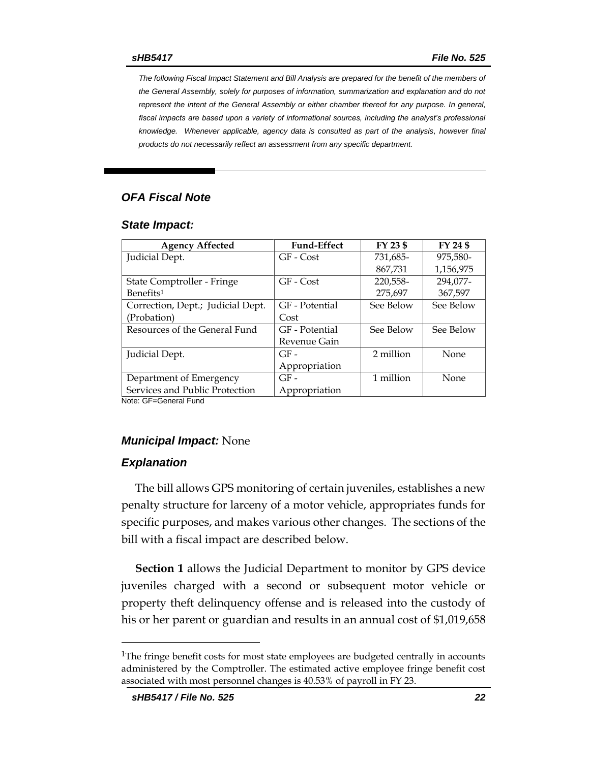*The following Fiscal Impact Statement and Bill Analysis are prepared for the benefit of the members of the General Assembly, solely for purposes of information, summarization and explanation and do not represent the intent of the General Assembly or either chamber thereof for any purpose. In general, fiscal impacts are based upon a variety of informational sources, including the analyst's professional knowledge. Whenever applicable, agency data is consulted as part of the analysis, however final products do not necessarily reflect an assessment from any specific department.*

## *OFA Fiscal Note*

### *State Impact:*

| Agency Affected | Fund-Effect | FY 23 $ | FY 24 $ |
|---|---|---|---|
| Judicial Dept. | GF - Cost | 731,685-867,731 | 975,580-1,156,975 |
| State Comptroller - Fringe Benefits[1] | GF - Cost | 220,558-275,697 | 294,077-367,597 |
| Correction, Dept.; Judicial Dept. (Probation) | GF - Potential Cost | See Below | See Below |
| Resources of the General Fund | GF - Potential Revenue Gain | See Below | See Below |
| Judicial Dept. | GF - Appropriation | 2 million | None |
| Department of Emergency Services and Public Protection | GF - Appropriation | 1 million | None |

Note: GF=General Fund

### ***Municipal Impact:*** None

### *Explanation*

The bill allows GPS monitoring of certain juveniles, establishes a new penalty structure for larceny of a motor vehicle, appropriates funds for specific purposes, and makes various other changes. The sections of the bill with a fiscal impact are described below.

**Section 1** allows the Judicial Department to monitor by GPS device juveniles charged with a second or subsequent motor vehicle or property theft delinquency offense and is released into the custody of his or her parent or guardian and results in an annual cost of $1,019,658

[1]The fringe benefit costs for most state employees are budgeted centrally in accounts administered by the Comptroller. The estimated active employee fringe benefit cost associated with most personnel changes is 40.53% of payroll in FY 23.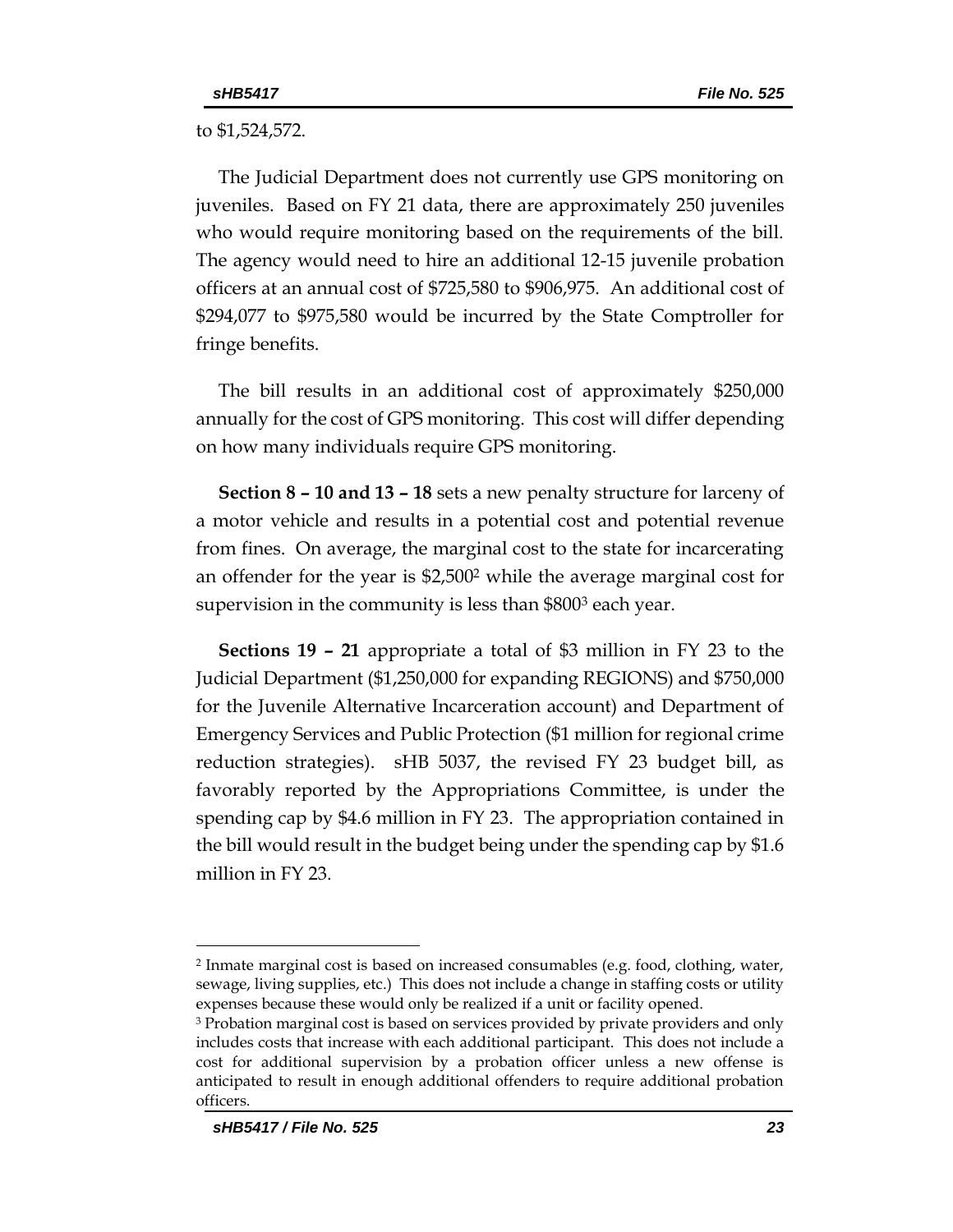to $1,524,572.

The Judicial Department does not currently use GPS monitoring on juveniles. Based on FY 21 data, there are approximately 250 juveniles who would require monitoring based on the requirements of the bill. The agency would need to hire an additional 12-15 juvenile probation officers at an annual cost of $725,580 to $906,975. An additional cost of $294,077 to $975,580 would be incurred by the State Comptroller for fringe benefits.

The bill results in an additional cost of approximately $250,000 annually for the cost of GPS monitoring. This cost will differ depending on how many individuals require GPS monitoring.

**Section 8 – 10 and 13 – 18** sets a new penalty structure for larceny of a motor vehicle and results in a potential cost and potential revenue from fines. On average, the marginal cost to the state for incarcerating an offender for the year is $2,500[2] while the average marginal cost for supervision in the community is less than $800[3] each year.

**Sections 19 – 21** appropriate a total of $3 million in FY 23 to the Judicial Department ($1,250,000 for expanding REGIONS) and $750,000 for the Juvenile Alternative Incarceration account) and Department of Emergency Services and Public Protection ($1 million for regional crime reduction strategies). sHB 5037, the revised FY 23 budget bill, as favorably reported by the Appropriations Committee, is under the spending cap by $4.6 million in FY 23. The appropriation contained in the bill would result in the budget being under the spending cap by $1.6 million in FY 23.

---

[2] Inmate marginal cost is based on increased consumables (e.g. food, clothing, water, sewage, living supplies, etc.) This does not include a change in staffing costs or utility expenses because these would only be realized if a unit or facility opened.

[3] Probation marginal cost is based on services provided by private providers and only includes costs that increase with each additional participant. This does not include a cost for additional supervision by a probation officer unless a new offense is anticipated to result in enough additional offenders to require additional probation officers.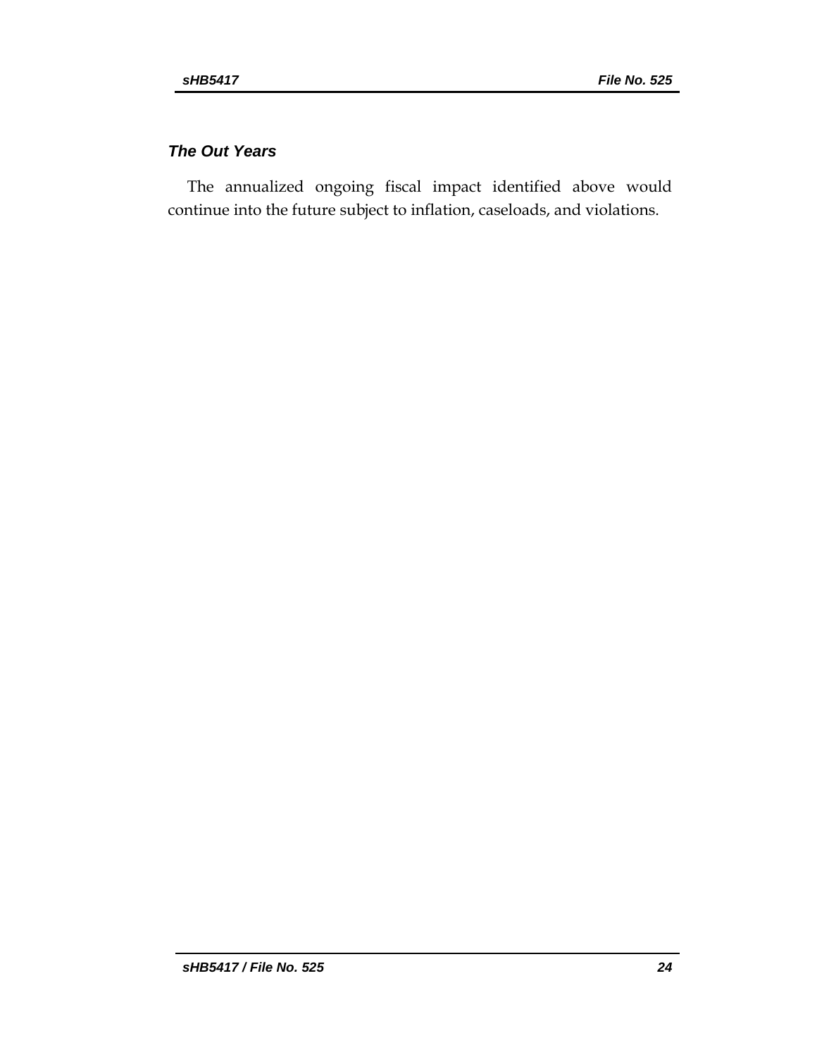### *The Out Years*

The annualized ongoing fiscal impact identified above would continue into the future subject to inflation, caseloads, and violations.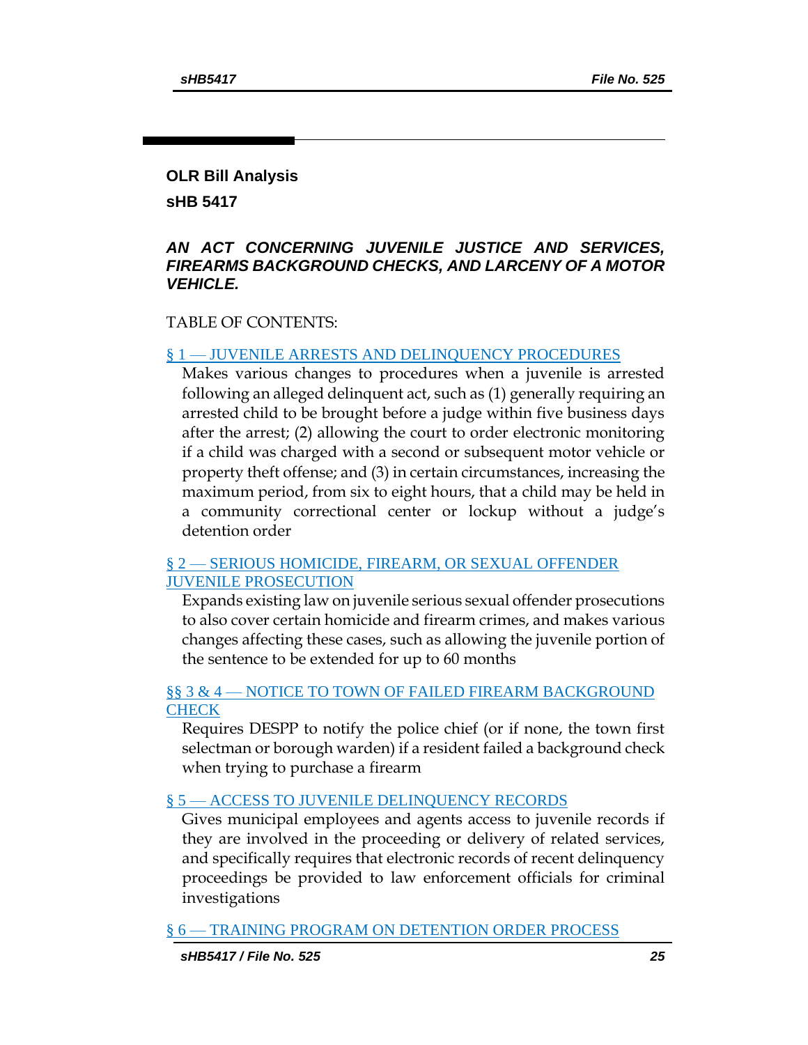# OLR Bill Analysis

## sHB 5417

***AN ACT CONCERNING JUVENILE JUSTICE AND SERVICES, FIREARMS BACKGROUND CHECKS, AND LARCENY OF A MOTOR VEHICLE.***

TABLE OF CONTENTS:

§ 1 — JUVENILE ARRESTS AND DELINQUENCY PROCEDURES

Makes various changes to procedures when a juvenile is arrested following an alleged delinquent act, such as (1) generally requiring an arrested child to be brought before a judge within five business days after the arrest; (2) allowing the court to order electronic monitoring if a child was charged with a second or subsequent motor vehicle or property theft offense; and (3) in certain circumstances, increasing the maximum period, from six to eight hours, that a child may be held in a community correctional center or lockup without a judge's detention order

§ 2 — SERIOUS HOMICIDE, FIREARM, OR SEXUAL OFFENDER JUVENILE PROSECUTION

Expands existing law on juvenile serious sexual offender prosecutions to also cover certain homicide and firearm crimes, and makes various changes affecting these cases, such as allowing the juvenile portion of the sentence to be extended for up to 60 months

§§ 3 & 4 — NOTICE TO TOWN OF FAILED FIREARM BACKGROUND CHECK

Requires DESPP to notify the police chief (or if none, the town first selectman or borough warden) if a resident failed a background check when trying to purchase a firearm

§ 5 — ACCESS TO JUVENILE DELINQUENCY RECORDS

Gives municipal employees and agents access to juvenile records if they are involved in the proceeding or delivery of related services, and specifically requires that electronic records of recent delinquency proceedings be provided to law enforcement officials for criminal investigations

§ 6 — TRAINING PROGRAM ON DETENTION ORDER PROCESS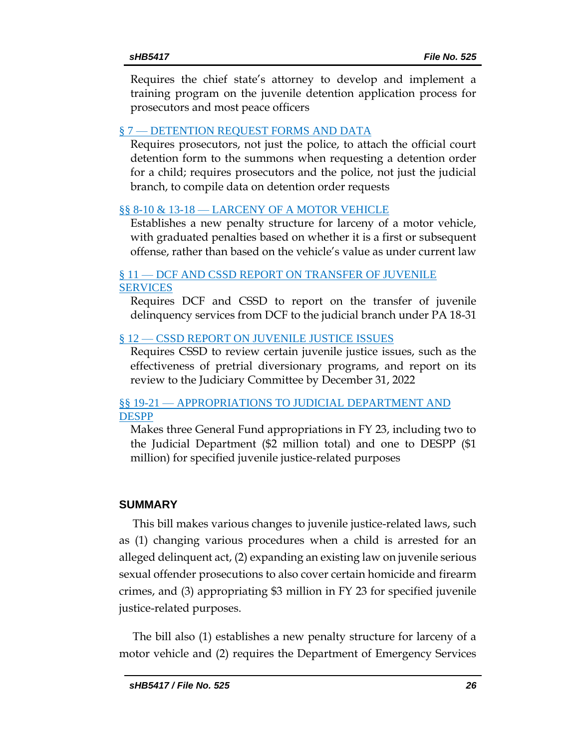Requires the chief state's attorney to develop and implement a training program on the juvenile detention application process for prosecutors and most peace officers

§ 7 — DETENTION REQUEST FORMS AND DATA

Requires prosecutors, not just the police, to attach the official court detention form to the summons when requesting a detention order for a child; requires prosecutors and the police, not just the judicial branch, to compile data on detention order requests

§§ 8-10 & 13-18 — LARCENY OF A MOTOR VEHICLE

Establishes a new penalty structure for larceny of a motor vehicle, with graduated penalties based on whether it is a first or subsequent offense, rather than based on the vehicle's value as under current law

§ 11 — DCF AND CSSD REPORT ON TRANSFER OF JUVENILE SERVICES

Requires DCF and CSSD to report on the transfer of juvenile delinquency services from DCF to the judicial branch under PA 18-31

§ 12 — CSSD REPORT ON JUVENILE JUSTICE ISSUES

Requires CSSD to review certain juvenile justice issues, such as the effectiveness of pretrial diversionary programs, and report on its review to the Judiciary Committee by December 31, 2022

§§ 19-21 — APPROPRIATIONS TO JUDICIAL DEPARTMENT AND DESPP

Makes three General Fund appropriations in FY 23, including two to the Judicial Department ($2 million total) and one to DESPP ($1 million) for specified juvenile justice-related purposes

## SUMMARY

This bill makes various changes to juvenile justice-related laws, such as (1) changing various procedures when a child is arrested for an alleged delinquent act, (2) expanding an existing law on juvenile serious sexual offender prosecutions to also cover certain homicide and firearm crimes, and (3) appropriating $3 million in FY 23 for specified juvenile justice-related purposes.

The bill also (1) establishes a new penalty structure for larceny of a motor vehicle and (2) requires the Department of Emergency Services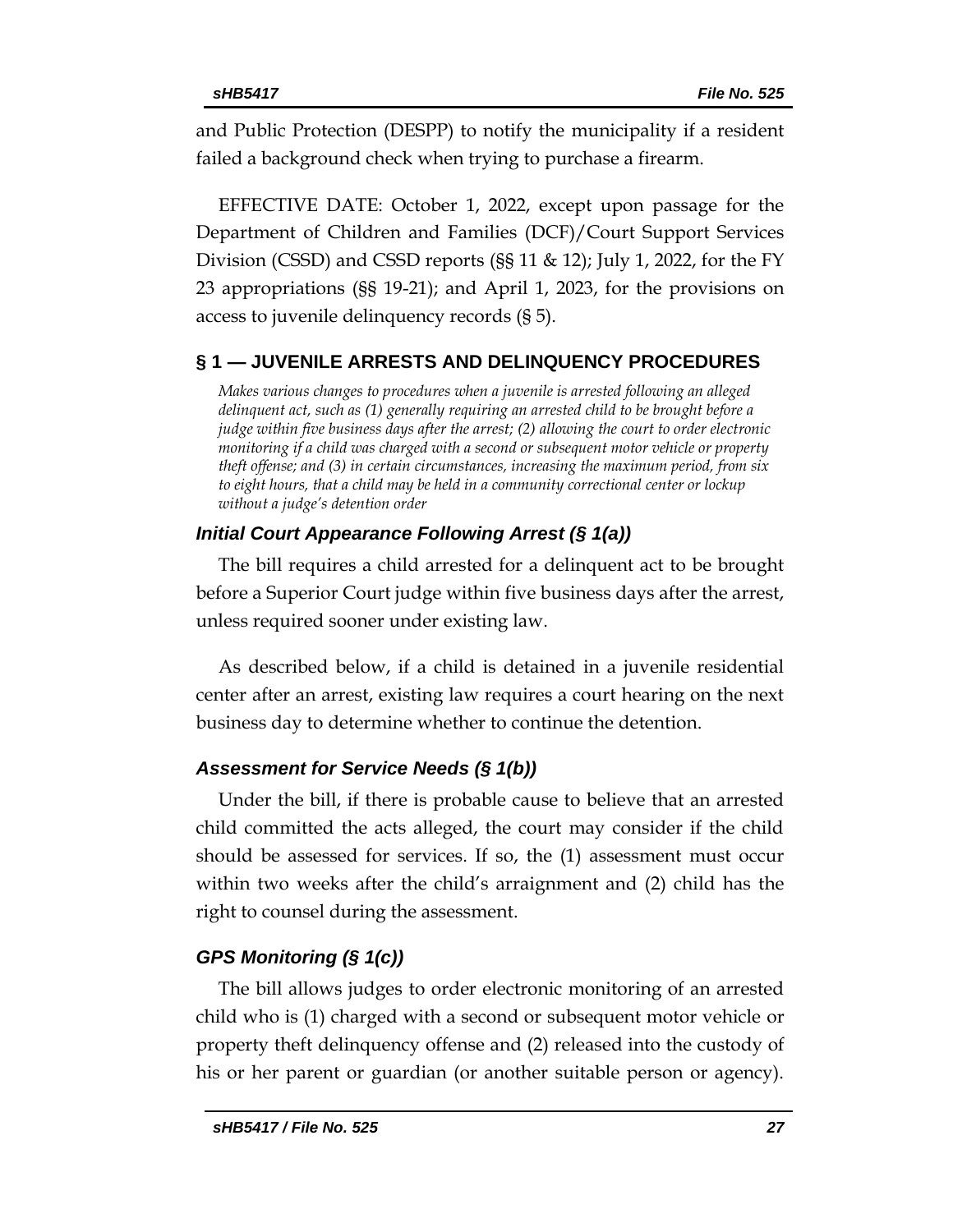and Public Protection (DESPP) to notify the municipality if a resident failed a background check when trying to purchase a firearm.

EFFECTIVE DATE: October 1, 2022, except upon passage for the Department of Children and Families (DCF)/Court Support Services Division (CSSD) and CSSD reports (§§ 11 & 12); July 1, 2022, for the FY 23 appropriations (§§ 19-21); and April 1, 2023, for the provisions on access to juvenile delinquency records (§ 5).

## § 1 — JUVENILE ARRESTS AND DELINQUENCY PROCEDURES

*Makes various changes to procedures when a juvenile is arrested following an alleged delinquent act, such as (1) generally requiring an arrested child to be brought before a judge within five business days after the arrest; (2) allowing the court to order electronic monitoring if a child was charged with a second or subsequent motor vehicle or property theft offense; and (3) in certain circumstances, increasing the maximum period, from six to eight hours, that a child may be held in a community correctional center or lockup without a judge's detention order*

### *Initial Court Appearance Following Arrest (§ 1(a))*

The bill requires a child arrested for a delinquent act to be brought before a Superior Court judge within five business days after the arrest, unless required sooner under existing law.

As described below, if a child is detained in a juvenile residential center after an arrest, existing law requires a court hearing on the next business day to determine whether to continue the detention.

### *Assessment for Service Needs (§ 1(b))*

Under the bill, if there is probable cause to believe that an arrested child committed the acts alleged, the court may consider if the child should be assessed for services. If so, the (1) assessment must occur within two weeks after the child's arraignment and (2) child has the right to counsel during the assessment.

### *GPS Monitoring (§ 1(c))*

The bill allows judges to order electronic monitoring of an arrested child who is (1) charged with a second or subsequent motor vehicle or property theft delinquency offense and (2) released into the custody of his or her parent or guardian (or another suitable person or agency).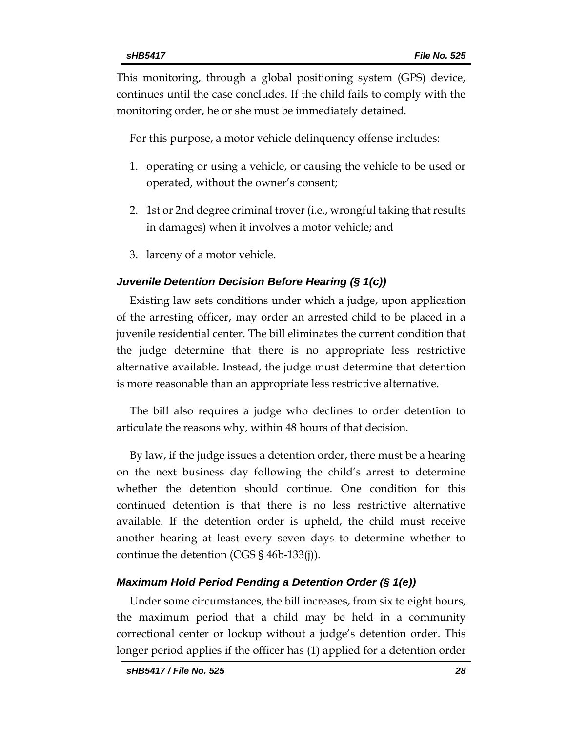This monitoring, through a global positioning system (GPS) device, continues until the case concludes. If the child fails to comply with the monitoring order, he or she must be immediately detained.

For this purpose, a motor vehicle delinquency offense includes:

1. operating or using a vehicle, or causing the vehicle to be used or operated, without the owner's consent;
2. 1st or 2nd degree criminal trover (i.e., wrongful taking that results in damages) when it involves a motor vehicle; and
3. larceny of a motor vehicle.

### *Juvenile Detention Decision Before Hearing (§ 1(c))*

Existing law sets conditions under which a judge, upon application of the arresting officer, may order an arrested child to be placed in a juvenile residential center. The bill eliminates the current condition that the judge determine that there is no appropriate less restrictive alternative available. Instead, the judge must determine that detention is more reasonable than an appropriate less restrictive alternative.

The bill also requires a judge who declines to order detention to articulate the reasons why, within 48 hours of that decision.

By law, if the judge issues a detention order, there must be a hearing on the next business day following the child's arrest to determine whether the detention should continue. One condition for this continued detention is that there is no less restrictive alternative available. If the detention order is upheld, the child must receive another hearing at least every seven days to determine whether to continue the detention (CGS § 46b-133(j)).

### *Maximum Hold Period Pending a Detention Order (§ 1(e))*

Under some circumstances, the bill increases, from six to eight hours, the maximum period that a child may be held in a community correctional center or lockup without a judge's detention order. This longer period applies if the officer has (1) applied for a detention order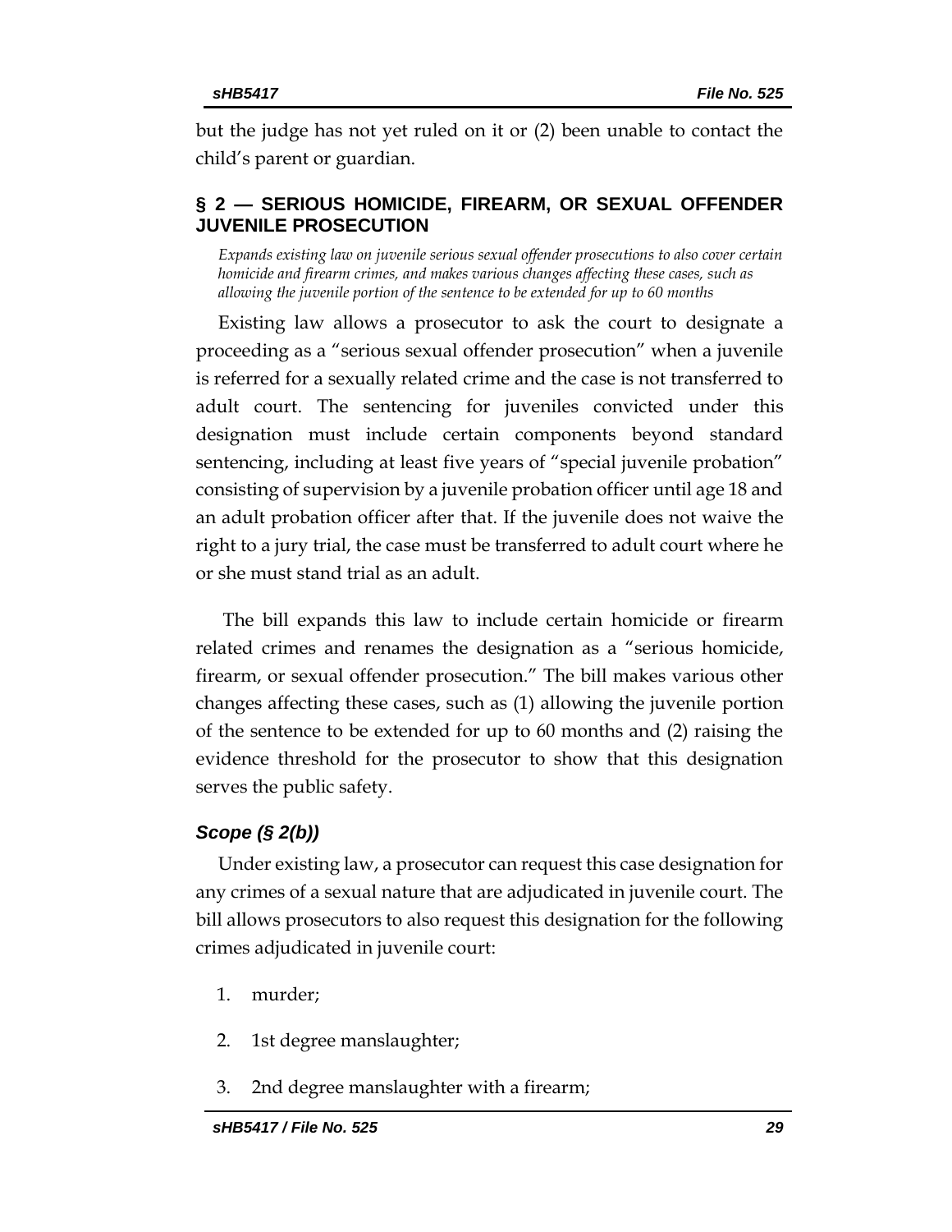but the judge has not yet ruled on it or (2) been unable to contact the child's parent or guardian.

## § 2 — SERIOUS HOMICIDE, FIREARM, OR SEXUAL OFFENDER JUVENILE PROSECUTION

*Expands existing law on juvenile serious sexual offender prosecutions to also cover certain homicide and firearm crimes, and makes various changes affecting these cases, such as allowing the juvenile portion of the sentence to be extended for up to 60 months*

Existing law allows a prosecutor to ask the court to designate a proceeding as a "serious sexual offender prosecution" when a juvenile is referred for a sexually related crime and the case is not transferred to adult court. The sentencing for juveniles convicted under this designation must include certain components beyond standard sentencing, including at least five years of "special juvenile probation" consisting of supervision by a juvenile probation officer until age 18 and an adult probation officer after that. If the juvenile does not waive the right to a jury trial, the case must be transferred to adult court where he or she must stand trial as an adult.

The bill expands this law to include certain homicide or firearm related crimes and renames the designation as a "serious homicide, firearm, or sexual offender prosecution." The bill makes various other changes affecting these cases, such as (1) allowing the juvenile portion of the sentence to be extended for up to 60 months and (2) raising the evidence threshold for the prosecutor to show that this designation serves the public safety.

### *Scope (§ 2(b))*

Under existing law, a prosecutor can request this case designation for any crimes of a sexual nature that are adjudicated in juvenile court. The bill allows prosecutors to also request this designation for the following crimes adjudicated in juvenile court:

1. murder;
2. 1st degree manslaughter;
3. 2nd degree manslaughter with a firearm;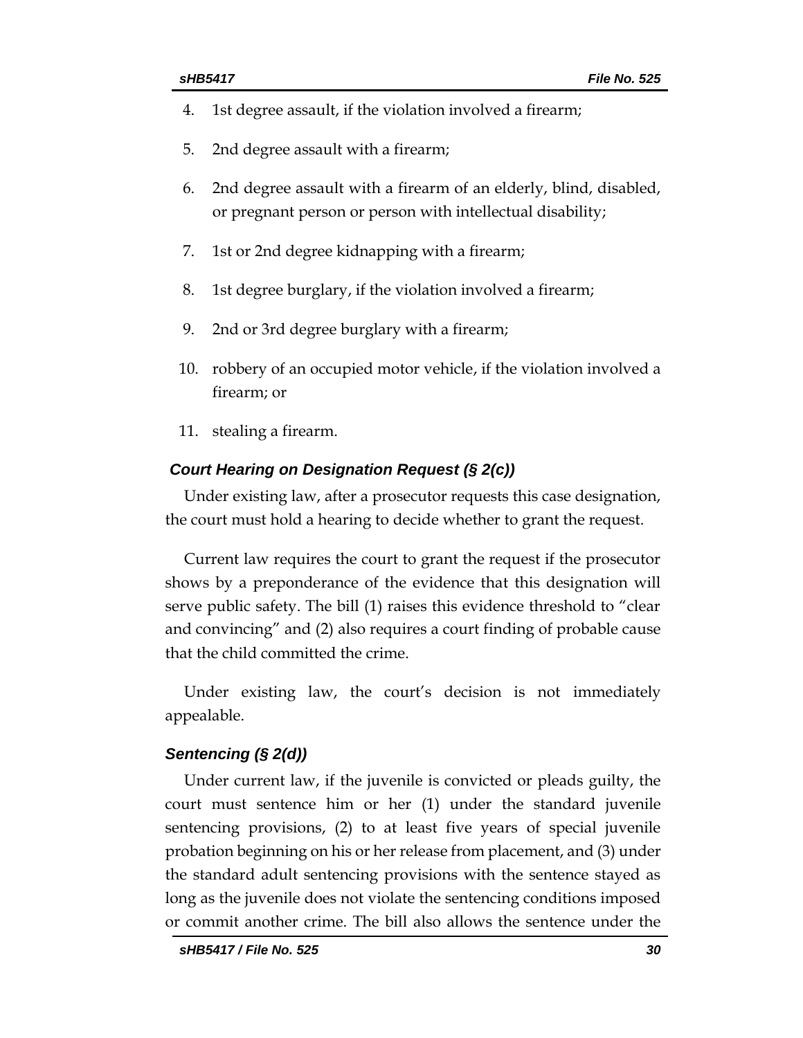4. 1st degree assault, if the violation involved a firearm;
5. 2nd degree assault with a firearm;
6. 2nd degree assault with a firearm of an elderly, blind, disabled, or pregnant person or person with intellectual disability;
7. 1st or 2nd degree kidnapping with a firearm;
8. 1st degree burglary, if the violation involved a firearm;
9. 2nd or 3rd degree burglary with a firearm;
10. robbery of an occupied motor vehicle, if the violation involved a firearm; or
11. stealing a firearm.

### *Court Hearing on Designation Request (§ 2(c))*

Under existing law, after a prosecutor requests this case designation, the court must hold a hearing to decide whether to grant the request.

Current law requires the court to grant the request if the prosecutor shows by a preponderance of the evidence that this designation will serve public safety. The bill (1) raises this evidence threshold to "clear and convincing" and (2) also requires a court finding of probable cause that the child committed the crime.

Under existing law, the court's decision is not immediately appealable.

### *Sentencing (§ 2(d))*

Under current law, if the juvenile is convicted or pleads guilty, the court must sentence him or her (1) under the standard juvenile sentencing provisions, (2) to at least five years of special juvenile probation beginning on his or her release from placement, and (3) under the standard adult sentencing provisions with the sentence stayed as long as the juvenile does not violate the sentencing conditions imposed or commit another crime. The bill also allows the sentence under the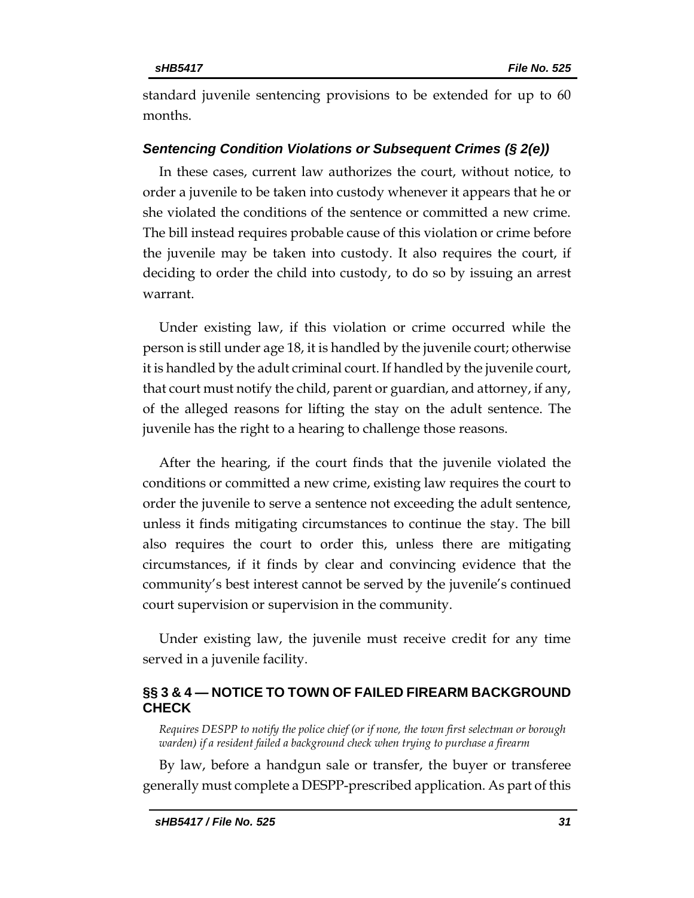standard juvenile sentencing provisions to be extended for up to 60 months.

### *Sentencing Condition Violations or Subsequent Crimes (§ 2(e))*

In these cases, current law authorizes the court, without notice, to order a juvenile to be taken into custody whenever it appears that he or she violated the conditions of the sentence or committed a new crime. The bill instead requires probable cause of this violation or crime before the juvenile may be taken into custody. It also requires the court, if deciding to order the child into custody, to do so by issuing an arrest warrant.

Under existing law, if this violation or crime occurred while the person is still under age 18, it is handled by the juvenile court; otherwise it is handled by the adult criminal court. If handled by the juvenile court, that court must notify the child, parent or guardian, and attorney, if any, of the alleged reasons for lifting the stay on the adult sentence. The juvenile has the right to a hearing to challenge those reasons.

After the hearing, if the court finds that the juvenile violated the conditions or committed a new crime, existing law requires the court to order the juvenile to serve a sentence not exceeding the adult sentence, unless it finds mitigating circumstances to continue the stay. The bill also requires the court to order this, unless there are mitigating circumstances, if it finds by clear and convincing evidence that the community's best interest cannot be served by the juvenile's continued court supervision or supervision in the community.

Under existing law, the juvenile must receive credit for any time served in a juvenile facility.

## §§ 3 & 4 — NOTICE TO TOWN OF FAILED FIREARM BACKGROUND CHECK

*Requires DESPP to notify the police chief (or if none, the town first selectman or borough warden) if a resident failed a background check when trying to purchase a firearm*

By law, before a handgun sale or transfer, the buyer or transferee generally must complete a DESPP-prescribed application. As part of this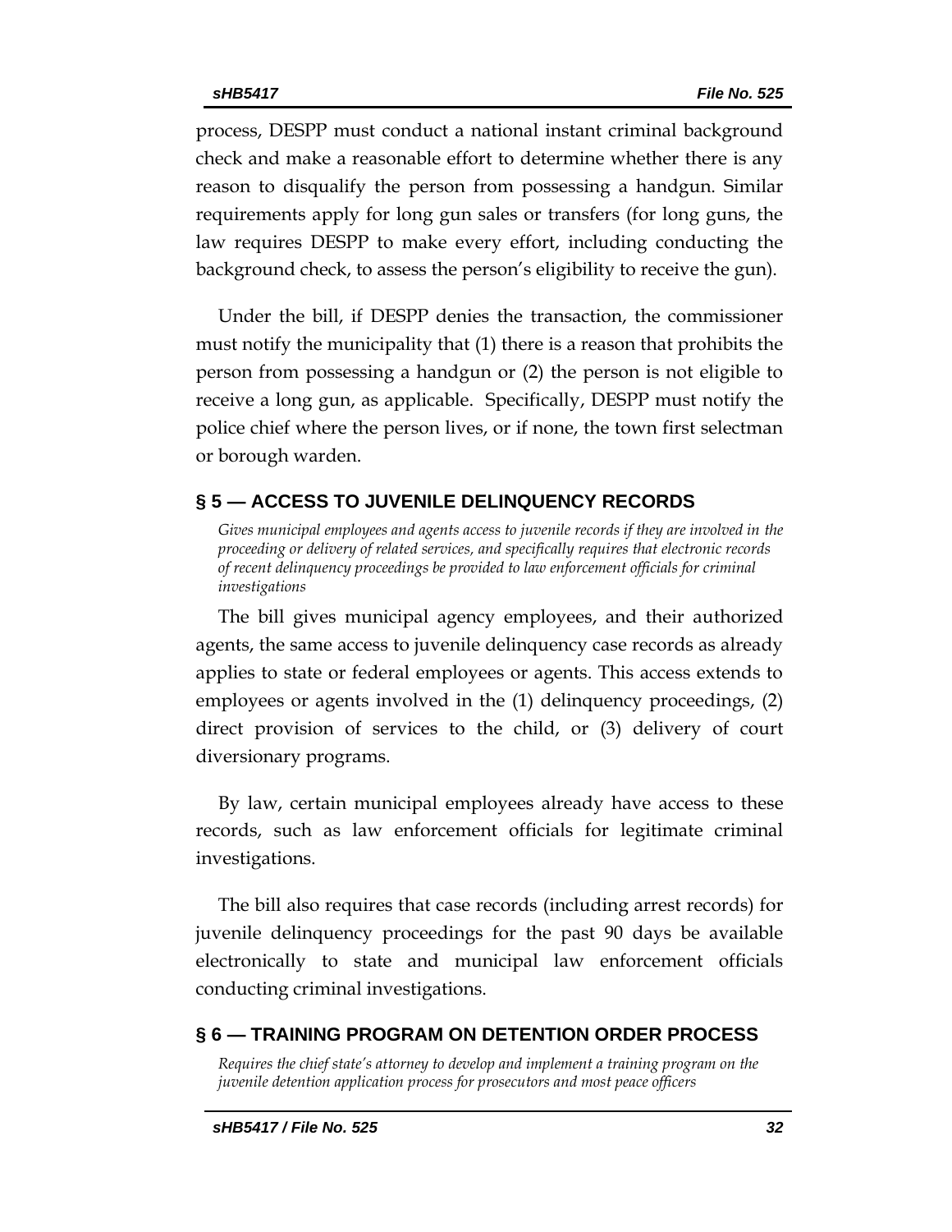process, DESPP must conduct a national instant criminal background check and make a reasonable effort to determine whether there is any reason to disqualify the person from possessing a handgun. Similar requirements apply for long gun sales or transfers (for long guns, the law requires DESPP to make every effort, including conducting the background check, to assess the person's eligibility to receive the gun).

Under the bill, if DESPP denies the transaction, the commissioner must notify the municipality that (1) there is a reason that prohibits the person from possessing a handgun or (2) the person is not eligible to receive a long gun, as applicable. Specifically, DESPP must notify the police chief where the person lives, or if none, the town first selectman or borough warden.

## § 5 — ACCESS TO JUVENILE DELINQUENCY RECORDS

*Gives municipal employees and agents access to juvenile records if they are involved in the proceeding or delivery of related services, and specifically requires that electronic records of recent delinquency proceedings be provided to law enforcement officials for criminal investigations*

The bill gives municipal agency employees, and their authorized agents, the same access to juvenile delinquency case records as already applies to state or federal employees or agents. This access extends to employees or agents involved in the (1) delinquency proceedings, (2) direct provision of services to the child, or (3) delivery of court diversionary programs.

By law, certain municipal employees already have access to these records, such as law enforcement officials for legitimate criminal investigations.

The bill also requires that case records (including arrest records) for juvenile delinquency proceedings for the past 90 days be available electronically to state and municipal law enforcement officials conducting criminal investigations.

## § 6 — TRAINING PROGRAM ON DETENTION ORDER PROCESS

*Requires the chief state's attorney to develop and implement a training program on the juvenile detention application process for prosecutors and most peace officers*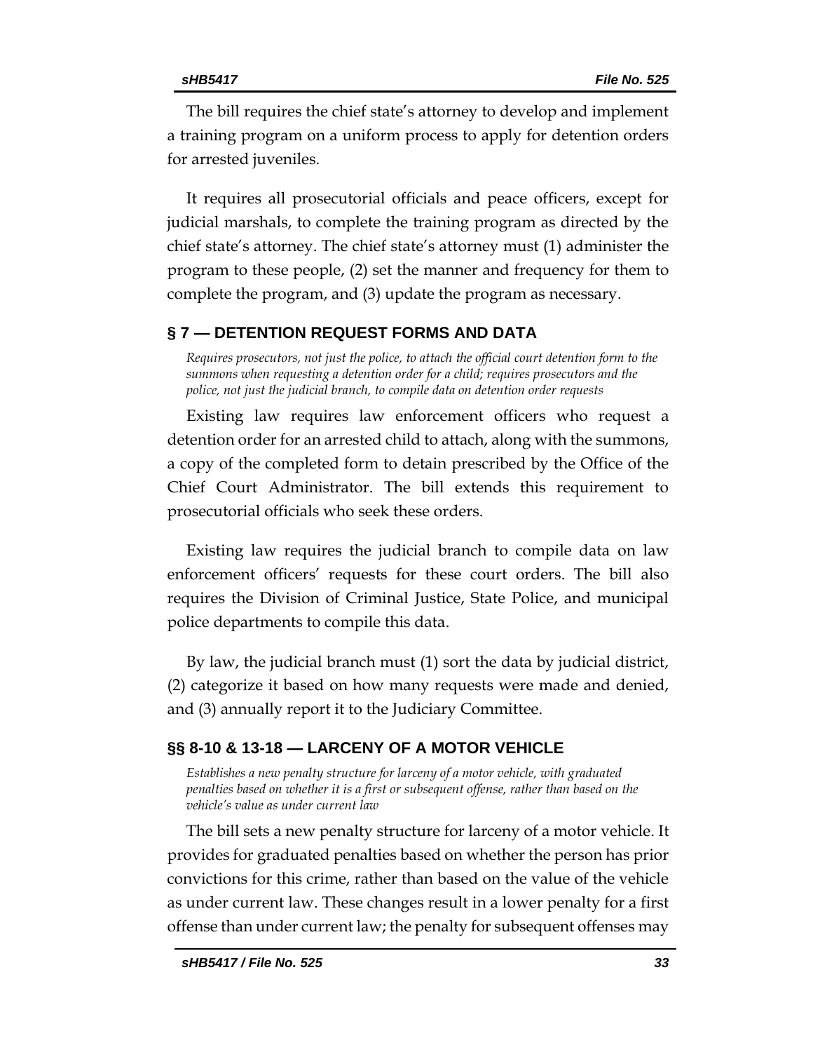The bill requires the chief state's attorney to develop and implement a training program on a uniform process to apply for detention orders for arrested juveniles.

It requires all prosecutorial officials and peace officers, except for judicial marshals, to complete the training program as directed by the chief state's attorney. The chief state's attorney must (1) administer the program to these people, (2) set the manner and frequency for them to complete the program, and (3) update the program as necessary.

## § 7 — DETENTION REQUEST FORMS AND DATA

*Requires prosecutors, not just the police, to attach the official court detention form to the summons when requesting a detention order for a child; requires prosecutors and the police, not just the judicial branch, to compile data on detention order requests*

Existing law requires law enforcement officers who request a detention order for an arrested child to attach, along with the summons, a copy of the completed form to detain prescribed by the Office of the Chief Court Administrator. The bill extends this requirement to prosecutorial officials who seek these orders.

Existing law requires the judicial branch to compile data on law enforcement officers' requests for these court orders. The bill also requires the Division of Criminal Justice, State Police, and municipal police departments to compile this data.

By law, the judicial branch must (1) sort the data by judicial district, (2) categorize it based on how many requests were made and denied, and (3) annually report it to the Judiciary Committee.

## §§ 8-10 & 13-18 — LARCENY OF A MOTOR VEHICLE

*Establishes a new penalty structure for larceny of a motor vehicle, with graduated penalties based on whether it is a first or subsequent offense, rather than based on the vehicle's value as under current law*

The bill sets a new penalty structure for larceny of a motor vehicle. It provides for graduated penalties based on whether the person has prior convictions for this crime, rather than based on the value of the vehicle as under current law. These changes result in a lower penalty for a first offense than under current law; the penalty for subsequent offenses may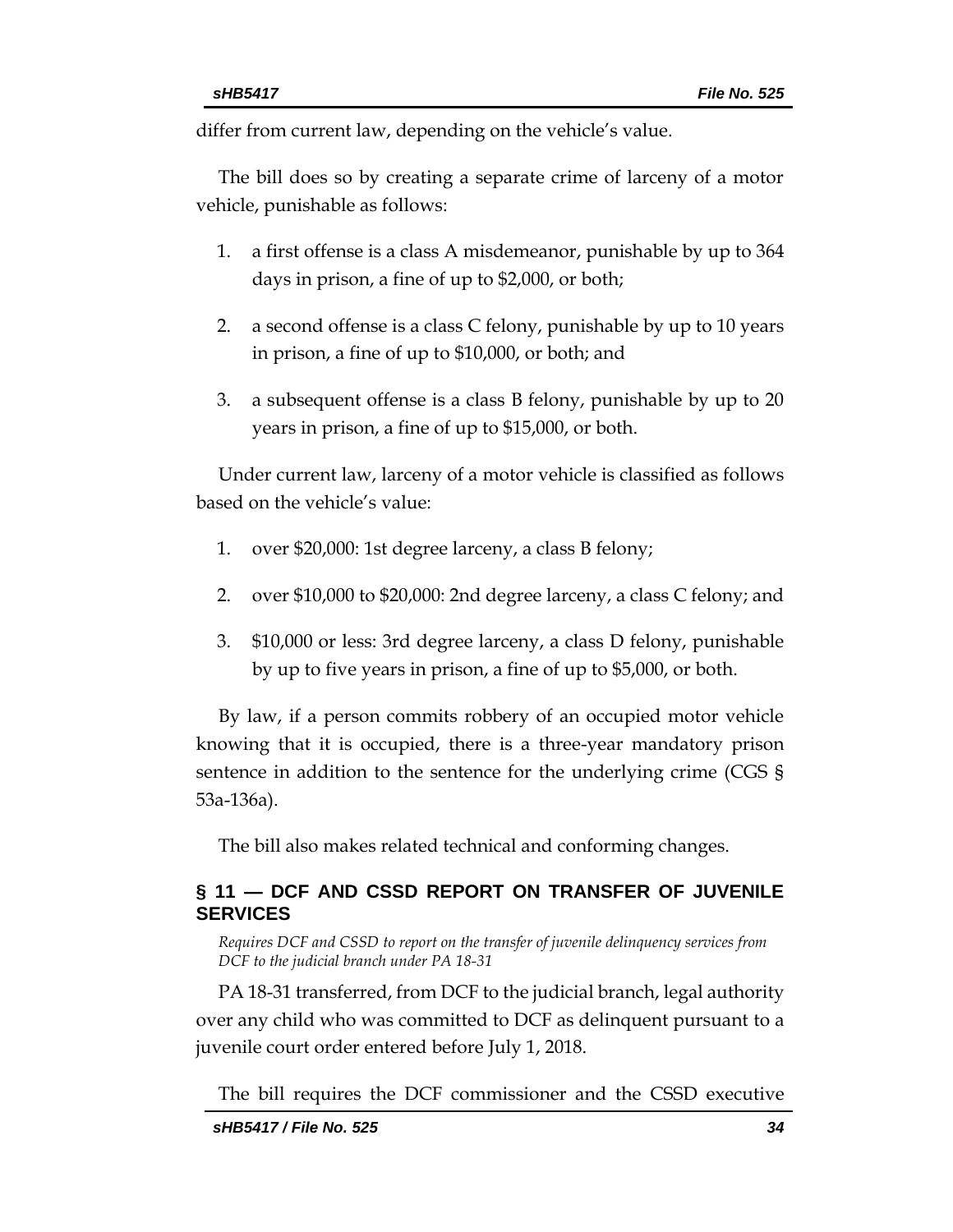differ from current law, depending on the vehicle's value.

The bill does so by creating a separate crime of larceny of a motor vehicle, punishable as follows:

1. a first offense is a class A misdemeanor, punishable by up to 364 days in prison, a fine of up to $2,000, or both;
2. a second offense is a class C felony, punishable by up to 10 years in prison, a fine of up to $10,000, or both; and
3. a subsequent offense is a class B felony, punishable by up to 20 years in prison, a fine of up to $15,000, or both.

Under current law, larceny of a motor vehicle is classified as follows based on the vehicle's value:

1. over $20,000: 1st degree larceny, a class B felony;
2. over $10,000 to $20,000: 2nd degree larceny, a class C felony; and
3. $10,000 or less: 3rd degree larceny, a class D felony, punishable by up to five years in prison, a fine of up to $5,000, or both.

By law, if a person commits robbery of an occupied motor vehicle knowing that it is occupied, there is a three-year mandatory prison sentence in addition to the sentence for the underlying crime (CGS § 53a-136a).

The bill also makes related technical and conforming changes.

## § 11 — DCF AND CSSD REPORT ON TRANSFER OF JUVENILE SERVICES

*Requires DCF and CSSD to report on the transfer of juvenile delinquency services from DCF to the judicial branch under PA 18-31*

PA 18-31 transferred, from DCF to the judicial branch, legal authority over any child who was committed to DCF as delinquent pursuant to a juvenile court order entered before July 1, 2018.

The bill requires the DCF commissioner and the CSSD executive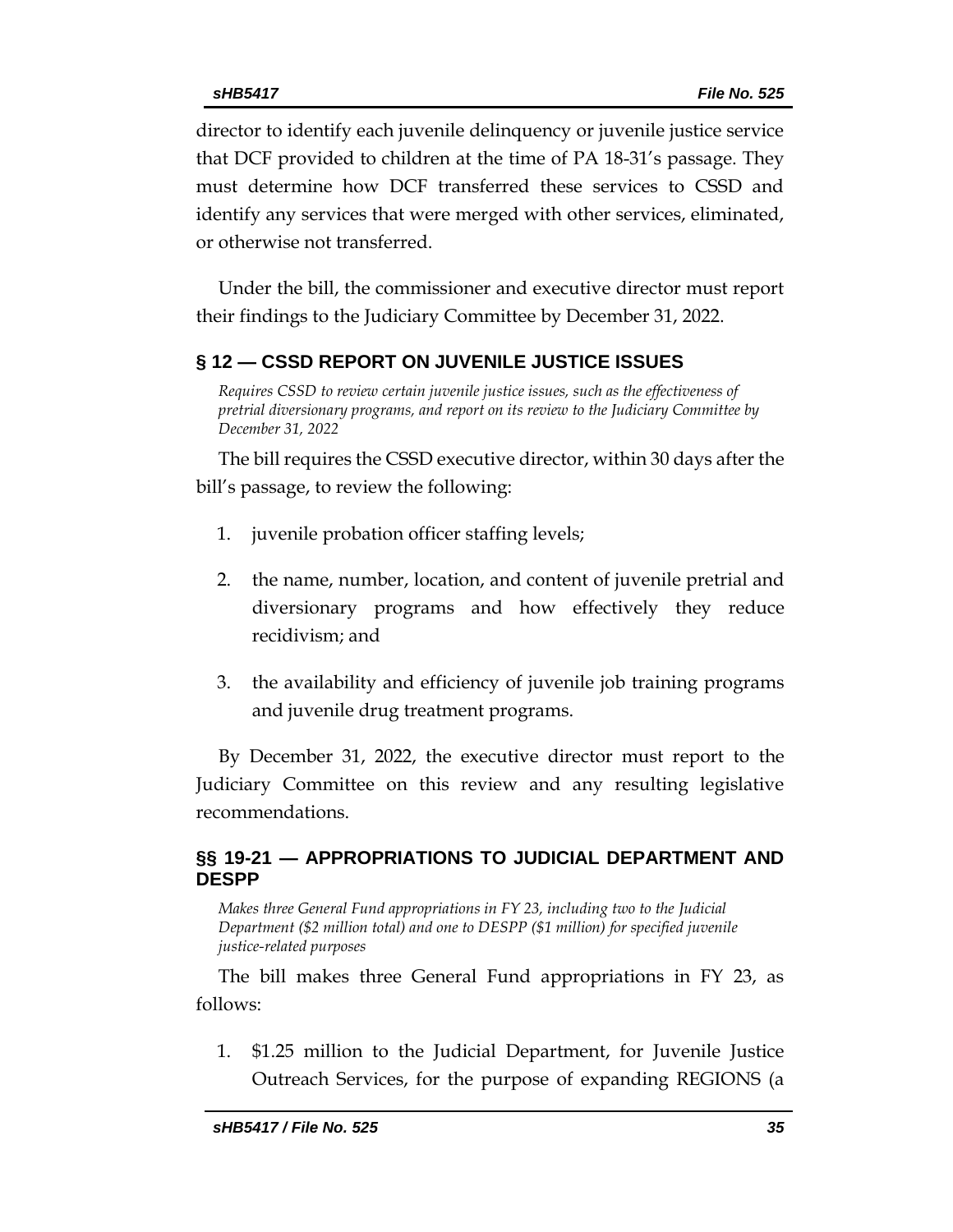director to identify each juvenile delinquency or juvenile justice service that DCF provided to children at the time of PA 18-31's passage. They must determine how DCF transferred these services to CSSD and identify any services that were merged with other services, eliminated, or otherwise not transferred.

Under the bill, the commissioner and executive director must report their findings to the Judiciary Committee by December 31, 2022.

## § 12 — CSSD REPORT ON JUVENILE JUSTICE ISSUES

*Requires CSSD to review certain juvenile justice issues, such as the effectiveness of pretrial diversionary programs, and report on its review to the Judiciary Committee by December 31, 2022*

The bill requires the CSSD executive director, within 30 days after the bill's passage, to review the following:

1. juvenile probation officer staffing levels;
2. the name, number, location, and content of juvenile pretrial and diversionary programs and how effectively they reduce recidivism; and
3. the availability and efficiency of juvenile job training programs and juvenile drug treatment programs.

By December 31, 2022, the executive director must report to the Judiciary Committee on this review and any resulting legislative recommendations.

## §§ 19-21 — APPROPRIATIONS TO JUDICIAL DEPARTMENT AND DESPP

*Makes three General Fund appropriations in FY 23, including two to the Judicial Department ($2 million total) and one to DESPP ($1 million) for specified juvenile justice-related purposes*

The bill makes three General Fund appropriations in FY 23, as follows:

1. $1.25 million to the Judicial Department, for Juvenile Justice Outreach Services, for the purpose of expanding REGIONS (a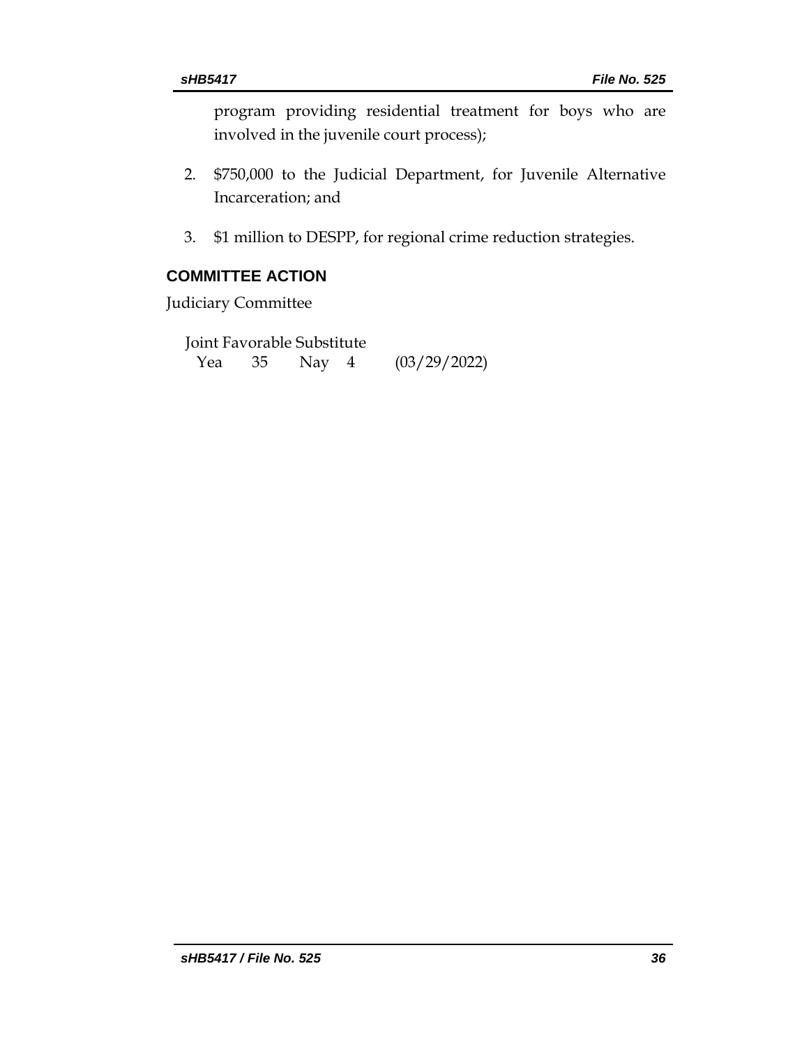program providing residential treatment for boys who are involved in the juvenile court process);

2. $750,000 to the Judicial Department, for Juvenile Alternative Incarceration; and
3. $1 million to DESPP, for regional crime reduction strategies.

## COMMITTEE ACTION

Judiciary Committee

Joint Favorable Substitute
Yea 35 Nay 4 (03/29/2022)